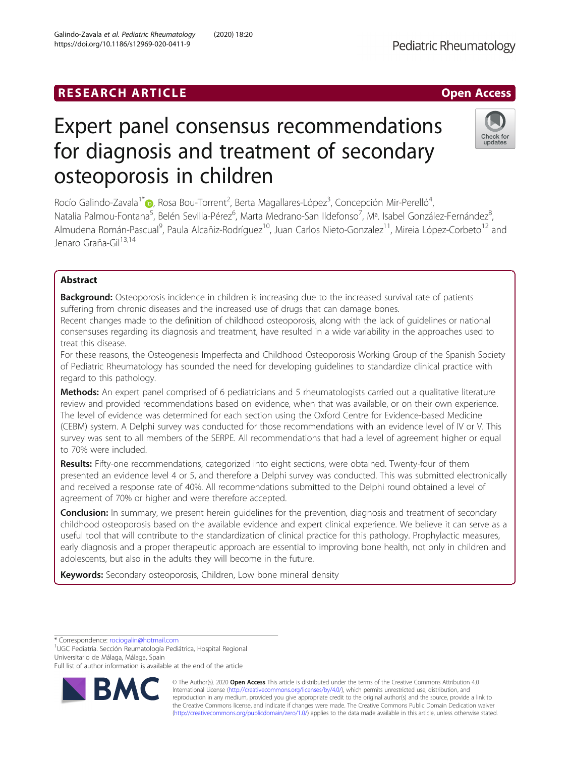RESEARCH ARTICLE

Open Access

# Expert panel consensus recommendations for diagnosis and treatment of secondary osteoporosis in children

Rocío Galindo-Zavala[1*], Rosa Bou-Torrent[2], Berta Magallares-López[3], Concepción Mir-Perelló[4], Natalia Palmou-Fontana[5], Belén Sevilla-Pérez[6], Marta Medrano-San Ildefonso[7], Mª. Isabel González-Fernández[8], Almudena Román-Pascual[9], Paula Alcañiz-Rodríguez[10], Juan Carlos Nieto-Gonzalez[11], Mireia López-Corbeto[12] and Jenaro Graña-Gil[13,14]

## Abstract

**Background:** Osteoporosis incidence in children is increasing due to the increased survival rate of patients suffering from chronic diseases and the increased use of drugs that can damage bones.

Recent changes made to the definition of childhood osteoporosis, along with the lack of guidelines or national consensuses regarding its diagnosis and treatment, have resulted in a wide variability in the approaches used to treat this disease.

For these reasons, the Osteogenesis Imperfecta and Childhood Osteoporosis Working Group of the Spanish Society of Pediatric Rheumatology has sounded the need for developing guidelines to standardize clinical practice with regard to this pathology.

**Methods:** An expert panel comprised of 6 pediatricians and 5 rheumatologists carried out a qualitative literature review and provided recommendations based on evidence, when that was available, or on their own experience. The level of evidence was determined for each section using the Oxford Centre for Evidence-based Medicine (CEBM) system. A Delphi survey was conducted for those recommendations with an evidence level of IV or V. This survey was sent to all members of the SERPE. All recommendations that had a level of agreement higher or equal to 70% were included.

**Results:** Fifty-one recommendations, categorized into eight sections, were obtained. Twenty-four of them presented an evidence level 4 or 5, and therefore a Delphi survey was conducted. This was submitted electronically and received a response rate of 40%. All recommendations submitted to the Delphi round obtained a level of agreement of 70% or higher and were therefore accepted.

**Conclusion:** In summary, we present herein guidelines for the prevention, diagnosis and treatment of secondary childhood osteoporosis based on the available evidence and expert clinical experience. We believe it can serve as a useful tool that will contribute to the standardization of clinical practice for this pathology. Prophylactic measures, early diagnosis and a proper therapeutic approach are essential to improving bone health, not only in children and adolescents, but also in the adults they will become in the future.

**Keywords:** Secondary osteoporosis, Children, Low bone mineral density

\* Correspondence: rociogalin@hotmail.com
[1]UGC Pediatría. Sección Reumatología Pediátrica, Hospital Regional Universitario de Málaga, Málaga, Spain
Full list of author information is available at the end of the article

© The Author(s). 2020 **Open Access** This article is distributed under the terms of the Creative Commons Attribution 4.0 International License (http://creativecommons.org/licenses/by/4.0/), which permits unrestricted use, distribution, and reproduction in any medium, provided you give appropriate credit to the original author(s) and the source, provide a link to the Creative Commons license, and indicate if changes were made. The Creative Commons Public Domain Dedication waiver (http://creativecommons.org/publicdomain/zero/1.0/) applies to the data made available in this article, unless otherwise stated.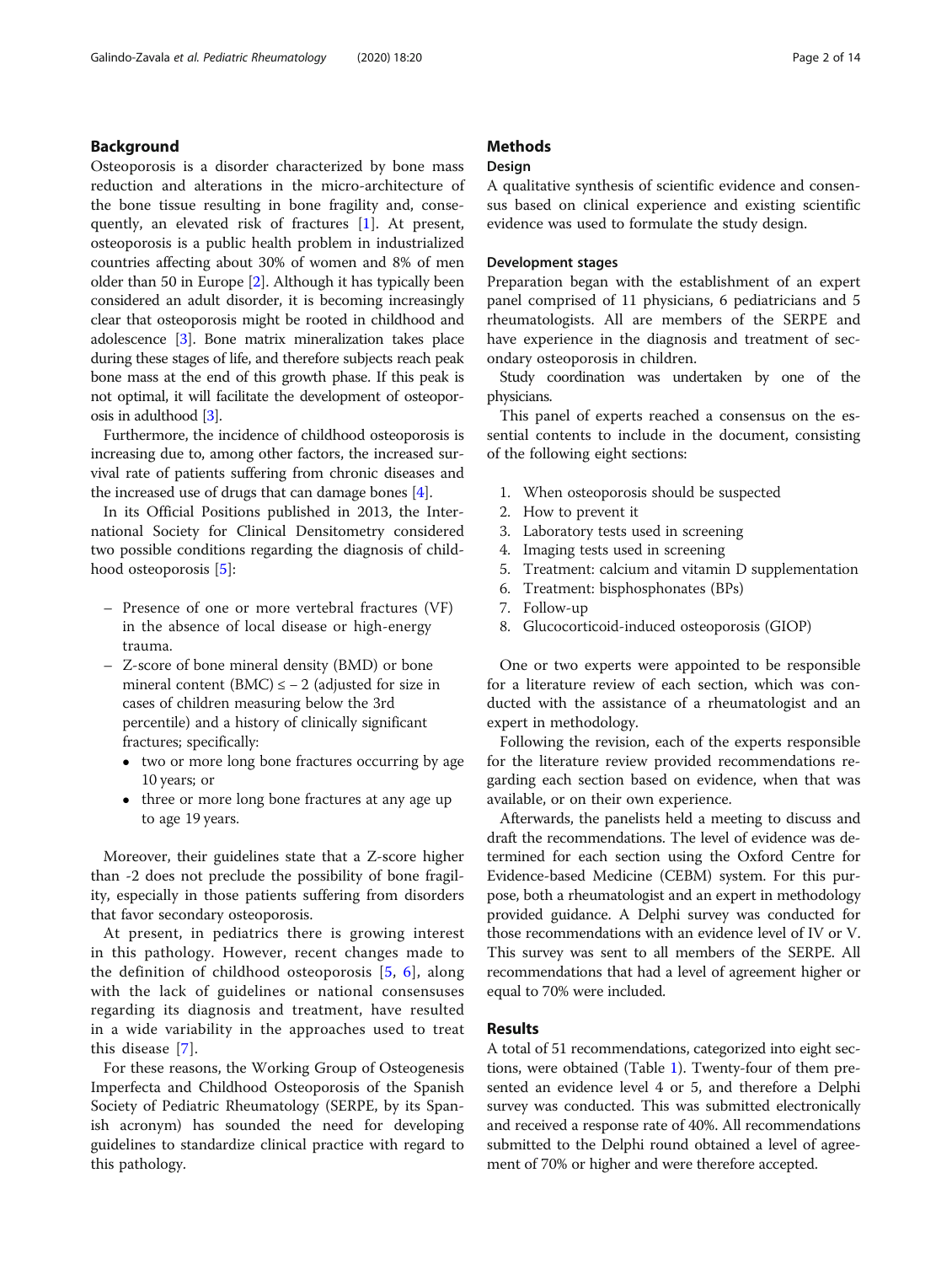## Background

Osteoporosis is a disorder characterized by bone mass reduction and alterations in the micro-architecture of the bone tissue resulting in bone fragility and, consequently, an elevated risk of fractures [1]. At present, osteoporosis is a public health problem in industrialized countries affecting about 30% of women and 8% of men older than 50 in Europe [2]. Although it has typically been considered an adult disorder, it is becoming increasingly clear that osteoporosis might be rooted in childhood and adolescence [3]. Bone matrix mineralization takes place during these stages of life, and therefore subjects reach peak bone mass at the end of this growth phase. If this peak is not optimal, it will facilitate the development of osteoporosis in adulthood [3].

Furthermore, the incidence of childhood osteoporosis is increasing due to, among other factors, the increased survival rate of patients suffering from chronic diseases and the increased use of drugs that can damage bones [4].

In its Official Positions published in 2013, the International Society for Clinical Densitometry considered two possible conditions regarding the diagnosis of childhood osteoporosis [5]:

- Presence of one or more vertebral fractures (VF) in the absence of local disease or high-energy trauma.
- Z-score of bone mineral density (BMD) or bone mineral content (BMC) ≤ − 2 (adjusted for size in cases of children measuring below the 3rd percentile) and a history of clinically significant fractures; specifically:
  - two or more long bone fractures occurring by age 10 years; or
  - three or more long bone fractures at any age up to age 19 years.

Moreover, their guidelines state that a Z-score higher than -2 does not preclude the possibility of bone fragility, especially in those patients suffering from disorders that favor secondary osteoporosis.

At present, in pediatrics there is growing interest in this pathology. However, recent changes made to the definition of childhood osteoporosis [5, 6], along with the lack of guidelines or national consensuses regarding its diagnosis and treatment, have resulted in a wide variability in the approaches used to treat this disease [7].

For these reasons, the Working Group of Osteogenesis Imperfecta and Childhood Osteoporosis of the Spanish Society of Pediatric Rheumatology (SERPE, by its Spanish acronym) has sounded the need for developing guidelines to standardize clinical practice with regard to this pathology.

## Methods

### Design

A qualitative synthesis of scientific evidence and consensus based on clinical experience and existing scientific evidence was used to formulate the study design.

### Development stages

Preparation began with the establishment of an expert panel comprised of 11 physicians, 6 pediatricians and 5 rheumatologists. All are members of the SERPE and have experience in the diagnosis and treatment of secondary osteoporosis in children.

Study coordination was undertaken by one of the physicians.

This panel of experts reached a consensus on the essential contents to include in the document, consisting of the following eight sections:

1. When osteoporosis should be suspected
2. How to prevent it
3. Laboratory tests used in screening
4. Imaging tests used in screening
5. Treatment: calcium and vitamin D supplementation
6. Treatment: bisphosphonates (BPs)
7. Follow-up
8. Glucocorticoid-induced osteoporosis (GIOP)

One or two experts were appointed to be responsible for a literature review of each section, which was conducted with the assistance of a rheumatologist and an expert in methodology.

Following the revision, each of the experts responsible for the literature review provided recommendations regarding each section based on evidence, when that was available, or on their own experience.

Afterwards, the panelists held a meeting to discuss and draft the recommendations. The level of evidence was determined for each section using the Oxford Centre for Evidence-based Medicine (CEBM) system. For this purpose, both a rheumatologist and an expert in methodology provided guidance. A Delphi survey was conducted for those recommendations with an evidence level of IV or V. This survey was sent to all members of the SERPE. All recommendations that had a level of agreement higher or equal to 70% were included.

## Results

A total of 51 recommendations, categorized into eight sections, were obtained (Table 1). Twenty-four of them presented an evidence level 4 or 5, and therefore a Delphi survey was conducted. This was submitted electronically and received a response rate of 40%. All recommendations submitted to the Delphi round obtained a level of agreement of 70% or higher and were therefore accepted.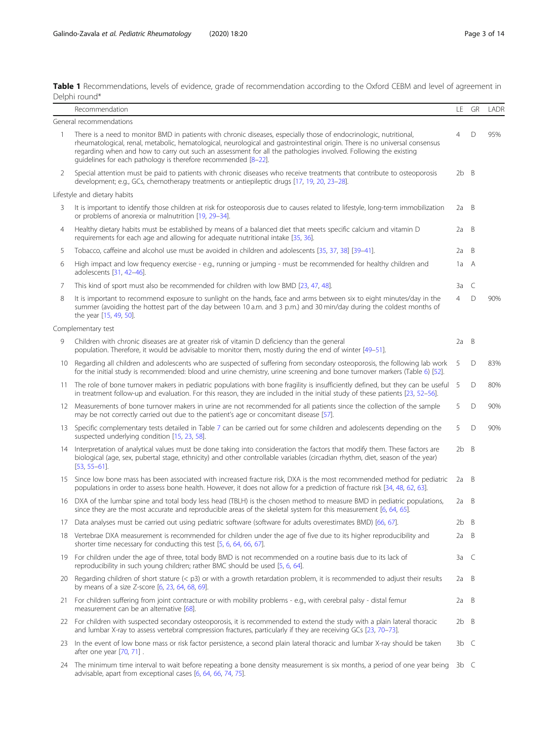**Table 1** Recommendations, levels of evidence, grade of recommendation according to the Oxford CEBM and level of agreement in Delphi round*

| | Recommendation | LE | GR | LADR |
|---|---|---|---|---|
| General recommendations | | | | |
| 1 | There is a need to monitor BMD in patients with chronic diseases, especially those of endocrinologic, nutritional, rheumatological, renal, metabolic, hematological, neurological and gastrointestinal origin. There is no universal consensus regarding when and how to carry out such an assessment for all the pathologies involved. Following the existing guidelines for each pathology is therefore recommended [8–22]. | 4 | D | 95% |
| 2 | Special attention must be paid to patients with chronic diseases who receive treatments that contribute to osteoporosis development; e.g., GCs, chemotherapy treatments or antiepileptic drugs [17, 19, 20, 23–28]. | 2b | B | |
| Lifestyle and dietary habits | | | | |
| 3 | It is important to identify those children at risk for osteoporosis due to causes related to lifestyle, long-term immobilization or problems of anorexia or malnutrition [19, 29–34]. | 2a | B | |
| 4 | Healthy dietary habits must be established by means of a balanced diet that meets specific calcium and vitamin D requirements for each age and allowing for adequate nutritional intake [35, 36]. | 2a | B | |
| 5 | Tobacco, caffeine and alcohol use must be avoided in children and adolescents [35, 37, 38] [39–41]. | 2a | B | |
| 6 | High impact and low frequency exercise - e.g., running or jumping - must be recommended for healthy children and adolescents [31, 42–46]. | 1a | A | |
| 7 | This kind of sport must also be recommended for children with low BMD [23, 47, 48]. | 3a | C | |
| 8 | It is important to recommend exposure to sunlight on the hands, face and arms between six to eight minutes/day in the summer (avoiding the hottest part of the day between 10 a.m. and 3 p.m.) and 30 min/day during the coldest months of the year [15, 49, 50]. | 4 | D | 90% |
| Complementary test | | | | |
| 9 | Children with chronic diseases are at greater risk of vitamin D deficiency than the general population. Therefore, it would be advisable to monitor them, mostly during the end of winter [49–51]. | 2a | B | |
| 10 | Regarding all children and adolescents who are suspected of suffering from secondary osteoporosis, the following lab work for the initial study is recommended: blood and urine chemistry, urine screening and bone turnover markers (Table 6) [52]. | 5 | D | 83% |
| 11 | The role of bone turnover makers in pediatric populations with bone fragility is insufficiently defined, but they can be useful in treatment follow-up and evaluation. For this reason, they are included in the initial study of these patients [23, 52–56]. | 5 | D | 80% |
| 12 | Measurements of bone turnover makers in urine are not recommended for all patients since the collection of the sample may be not correctly carried out due to the patient's age or concomitant disease [57]. | 5 | D | 90% |
| 13 | Specific complementary tests detailed in Table 7 can be carried out for some children and adolescents depending on the suspected underlying condition [15, 23, 58]. | 5 | D | 90% |
| 14 | Interpretation of analytical values must be done taking into consideration the factors that modify them. These factors are biological (age, sex, pubertal stage, ethnicity) and other controllable variables (circadian rhythm, diet, season of the year) [53, 55–61]. | 2b | B | |
| 15 | Since low bone mass has been associated with increased fracture risk, DXA is the most recommended method for pediatric populations in order to assess bone health. However, it does not allow for a prediction of fracture risk [34, 48, 62, 63]. | 2a | B | |
| 16 | DXA of the lumbar spine and total body less head (TBLH) is the chosen method to measure BMD in pediatric populations, since they are the most accurate and reproducible areas of the skeletal system for this measurement [6, 64, 65]. | 2a | B | |
| 17 | Data analyses must be carried out using pediatric software (software for adults overestimates BMD) [66, 67]. | 2b | B | |
| 18 | Vertebrae DXA measurement is recommended for children under the age of five due to its higher reproducibility and shorter time necessary for conducting this test [5, 6, 64, 66, 67]. | 2a | B | |
| 19 | For children under the age of three, total body BMD is not recommended on a routine basis due to its lack of reproducibility in such young children; rather BMC should be used [5, 6, 64]. | 3a | C | |
| 20 | Regarding children of short stature (< p3) or with a growth retardation problem, it is recommended to adjust their results by means of a size Z-score [6, 23, 64, 68, 69]. | 2a | B | |
| 21 | For children suffering from joint contracture or with mobility problems - e.g., with cerebral palsy - distal femur measurement can be an alternative [68]. | 2a | B | |
| 22 | For children with suspected secondary osteoporosis, it is recommended to extend the study with a plain lateral thoracic and lumbar X-ray to assess vertebral compression fractures, particularly if they are receiving GCs [23, 70–73]. | 2b | B | |
| 23 | In the event of low bone mass or risk factor persistence, a second plain lateral thoracic and lumbar X-ray should be taken after one year [70, 71] . | 3b | C | |
| 24 | The minimum time interval to wait before repeating a bone density measurement is six months, a period of one year being advisable, apart from exceptional cases [6, 64, 66, 74, 75]. | 3b | C | |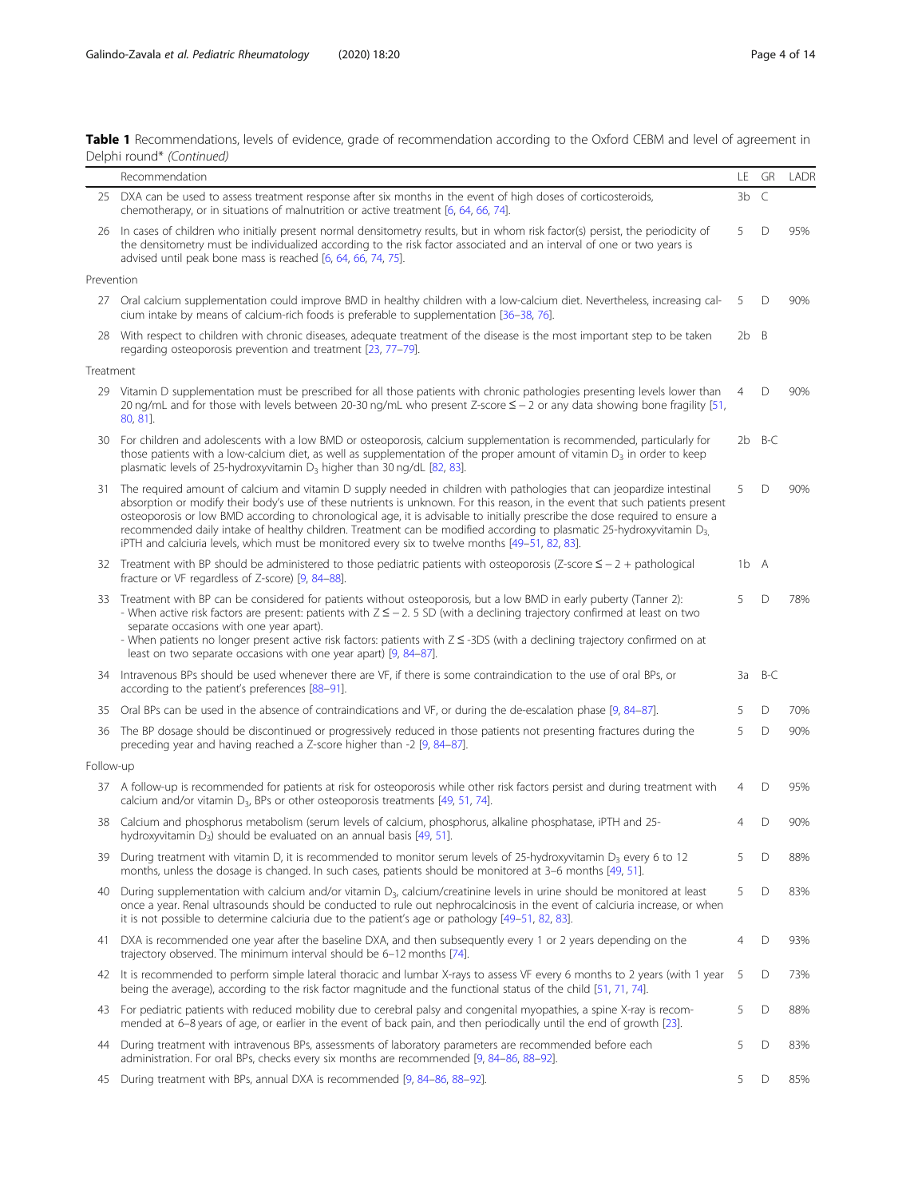**Table 1** Recommendations, levels of evidence, grade of recommendation according to the Oxford CEBM and level of agreement in Delphi round* *(Continued)*

| | Recommendation | LE | GR | LADR |
|---|---|---|---|---|
| 25 | DXA can be used to assess treatment response after six months in the event of high doses of corticosteroids, chemotherapy, or in situations of malnutrition or active treatment [6, 64, 66, 74]. | 3b | C | |
| 26 | In cases of children who initially present normal densitometry results, but in whom risk factor(s) persist, the periodicity of the densitometry must be individualized according to the risk factor associated and an interval of one or two years is advised until peak bone mass is reached [6, 64, 66, 74, 75]. | 5 | D | 95% |
| Prevention | | | | |
| 27 | Oral calcium supplementation could improve BMD in healthy children with a low-calcium diet. Nevertheless, increasing calcium intake by means of calcium-rich foods is preferable to supplementation [36–38, 76]. | 5 | D | 90% |
| 28 | With respect to children with chronic diseases, adequate treatment of the disease is the most important step to be taken regarding osteoporosis prevention and treatment [23, 77–79]. | 2b | B | |
| Treatment | | | | |
| 29 | Vitamin D supplementation must be prescribed for all those patients with chronic pathologies presenting levels lower than 20 ng/mL and for those with levels between 20-30 ng/mL who present Z-score ≤ − 2 or any data showing bone fragility [51, 80, 81]. | 4 | D | 90% |
| 30 | For children and adolescents with a low BMD or osteoporosis, calcium supplementation is recommended, particularly for those patients with a low-calcium diet, as well as supplementation of the proper amount of vitamin $D_3$ in order to keep plasmatic levels of 25-hydroxyvitamin $D_3$ higher than 30 ng/dL [82, 83]. | 2b | B-C | |
| 31 | The required amount of calcium and vitamin D supply needed in children with pathologies that can jeopardize intestinal absorption or modify their body's use of these nutrients is unknown. For this reason, in the event that such patients present osteoporosis or low BMD according to chronological age, it is advisable to initially prescribe the dose required to ensure a recommended daily intake of healthy children. Treatment can be modified according to plasmatic 25-hydroxyvitamin $D_3$, iPTH and calciuria levels, which must be monitored every six to twelve months [49–51, 82, 83]. | 5 | D | 90% |
| 32 | Treatment with BP should be administered to those pediatric patients with osteoporosis (Z-score ≤ − 2 + pathological fracture or VF regardless of Z-score) [9, 84–88]. | 1b | A | |
| 33 | Treatment with BP can be considered for patients without osteoporosis, but a low BMD in early puberty (Tanner 2):<br>- When active risk factors are present: patients with Z ≤ − 2. 5 SD (with a declining trajectory confirmed at least on two separate occasions with one year apart).<br>- When patients no longer present active risk factors: patients with Z ≤ -3DS (with a declining trajectory confirmed on at least on two separate occasions with one year apart) [9, 84–87]. | 5 | D | 78% |
| 34 | Intravenous BPs should be used whenever there are VF, if there is some contraindication to the use of oral BPs, or according to the patient's preferences [88–91]. | 3a | B-C | |
| 35 | Oral BPs can be used in the absence of contraindications and VF, or during the de-escalation phase [9, 84–87]. | 5 | D | 70% |
| 36 | The BP dosage should be discontinued or progressively reduced in those patients not presenting fractures during the preceding year and having reached a Z-score higher than -2 [9, 84–87]. | 5 | D | 90% |
| Follow-up | | | | |
| 37 | A follow-up is recommended for patients at risk for osteoporosis while other risk factors persist and during treatment with calcium and/or vitamin $D_3$, BPs or other osteoporosis treatments [49, 51, 74]. | 4 | D | 95% |
| 38 | Calcium and phosphorus metabolism (serum levels of calcium, phosphorus, alkaline phosphatase, iPTH and 25-hydroxyvitamin $D_3$) should be evaluated on an annual basis [49, 51]. | 4 | D | 90% |
| 39 | During treatment with vitamin D, it is recommended to monitor serum levels of 25-hydroxyvitamin $D_3$ every 6 to 12 months, unless the dosage is changed. In such cases, patients should be monitored at 3–6 months [49, 51]. | 5 | D | 88% |
| 40 | During supplementation with calcium and/or vitamin $D_3$, calcium/creatinine levels in urine should be monitored at least once a year. Renal ultrasounds should be conducted to rule out nephrocalcinosis in the event of calciuria increase, or when it is not possible to determine calciuria due to the patient's age or pathology [49–51, 82, 83]. | 5 | D | 83% |
| 41 | DXA is recommended one year after the baseline DXA, and then subsequently every 1 or 2 years depending on the trajectory observed. The minimum interval should be 6–12 months [74]. | 4 | D | 93% |
| 42 | It is recommended to perform simple lateral thoracic and lumbar X-rays to assess VF every 6 months to 2 years (with 1 year being the average), according to the risk factor magnitude and the functional status of the child [51, 71, 74]. | 5 | D | 73% |
| 43 | For pediatric patients with reduced mobility due to cerebral palsy and congenital myopathies, a spine X-ray is recommended at 6–8 years of age, or earlier in the event of back pain, and then periodically until the end of growth [23]. | 5 | D | 88% |
| 44 | During treatment with intravenous BPs, assessments of laboratory parameters are recommended before each administration. For oral BPs, checks every six months are recommended [9, 84–86, 88–92]. | 5 | D | 83% |
| 45 | During treatment with BPs, annual DXA is recommended [9, 84–86, 88–92]. | 5 | D | 85% |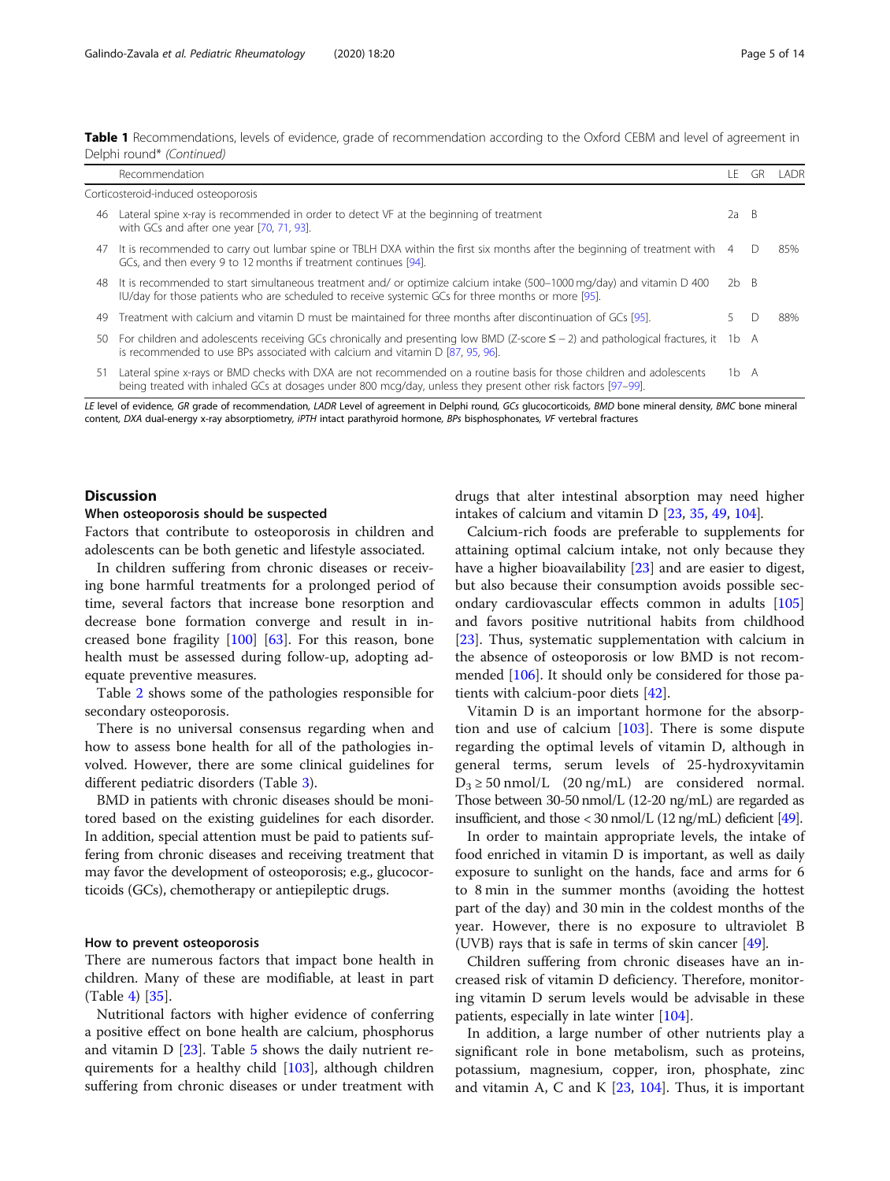**Table 1** Recommendations, levels of evidence, grade of recommendation according to the Oxford CEBM and level of agreement in Delphi round* *(Continued)*

| | Recommendation | LE | GR | LADR |
|---|---|---|---|---|
| Corticosteroid-induced osteoporosis | | | | |
| 46 | Lateral spine x-ray is recommended in order to detect VF at the beginning of treatment with GCs and after one year [70, 71, 93]. | 2a | B | |
| 47 | It is recommended to carry out lumbar spine or TBLH DXA within the first six months after the beginning of treatment with GCs, and then every 9 to 12 months if treatment continues [94]. | 4 | D | 85% |
| 48 | It is recommended to start simultaneous treatment and/ or optimize calcium intake (500–1000 mg/day) and vitamin D 400 IU/day for those patients who are scheduled to receive systemic GCs for three months or more [95]. | 2b | B | |
| 49 | Treatment with calcium and vitamin D must be maintained for three months after discontinuation of GCs [95]. | 5 | D | 88% |
| 50 | For children and adolescents receiving GCs chronically and presenting low BMD (Z-score ≤ − 2) and pathological fractures, it is recommended to use BPs associated with calcium and vitamin D [87, 95, 96]. | 1b | A | |
| 51 | Lateral spine x-rays or BMD checks with DXA are not recommended on a routine basis for those children and adolescents being treated with inhaled GCs at dosages under 800 mcg/day, unless they present other risk factors [97–99]. | 1b | A | |

*LE* level of evidence, *GR* grade of recommendation, *LADR* Level of agreement in Delphi round, *GCs* glucocorticoids, *BMD* bone mineral density, *BMC* bone mineral content, *DXA* dual-energy x-ray absorptiometry, *iPTH* intact parathyroid hormone, *BPs* bisphosphonates, *VF* vertebral fractures

## Discussion

### When osteoporosis should be suspected

Factors that contribute to osteoporosis in children and adolescents can be both genetic and lifestyle associated.

In children suffering from chronic diseases or receiving bone harmful treatments for a prolonged period of time, several factors that increase bone resorption and decrease bone formation converge and result in increased bone fragility [100] [63]. For this reason, bone health must be assessed during follow-up, adopting adequate preventive measures.

Table 2 shows some of the pathologies responsible for secondary osteoporosis.

There is no universal consensus regarding when and how to assess bone health for all of the pathologies involved. However, there are some clinical guidelines for different pediatric disorders (Table 3).

BMD in patients with chronic diseases should be monitored based on the existing guidelines for each disorder. In addition, special attention must be paid to patients suffering from chronic diseases and receiving treatment that may favor the development of osteoporosis; e.g., glucocorticoids (GCs), chemotherapy or antiepileptic drugs.

### How to prevent osteoporosis

There are numerous factors that impact bone health in children. Many of these are modifiable, at least in part (Table 4) [35].

Nutritional factors with higher evidence of conferring a positive effect on bone health are calcium, phosphorus and vitamin D [23]. Table 5 shows the daily nutrient requirements for a healthy child [103], although children suffering from chronic diseases or under treatment with drugs that alter intestinal absorption may need higher intakes of calcium and vitamin D [23, 35, 49, 104].

Calcium-rich foods are preferable to supplements for attaining optimal calcium intake, not only because they have a higher bioavailability [23] and are easier to digest, but also because their consumption avoids possible secondary cardiovascular effects common in adults [105] and favors positive nutritional habits from childhood [23]. Thus, systematic supplementation with calcium in the absence of osteoporosis or low BMD is not recommended [106]. It should only be considered for those patients with calcium-poor diets [42].

Vitamin D is an important hormone for the absorption and use of calcium [103]. There is some dispute regarding the optimal levels of vitamin D, although in general terms, serum levels of 25-hydroxyvitamin $D_3 \geq 50$ nmol/L (20 ng/mL) are considered normal. Those between 30-50 nmol/L (12-20 ng/mL) are regarded as insufficient, and those < 30 nmol/L (12 ng/mL) deficient [49].

In order to maintain appropriate levels, the intake of food enriched in vitamin D is important, as well as daily exposure to sunlight on the hands, face and arms for 6 to 8 min in the summer months (avoiding the hottest part of the day) and 30 min in the coldest months of the year. However, there is no exposure to ultraviolet B (UVB) rays that is safe in terms of skin cancer [49].

Children suffering from chronic diseases have an increased risk of vitamin D deficiency. Therefore, monitoring vitamin D serum levels would be advisable in these patients, especially in late winter [104].

In addition, a large number of other nutrients play a significant role in bone metabolism, such as proteins, potassium, magnesium, copper, iron, phosphate, zinc and vitamin A, C and K [23, 104]. Thus, it is important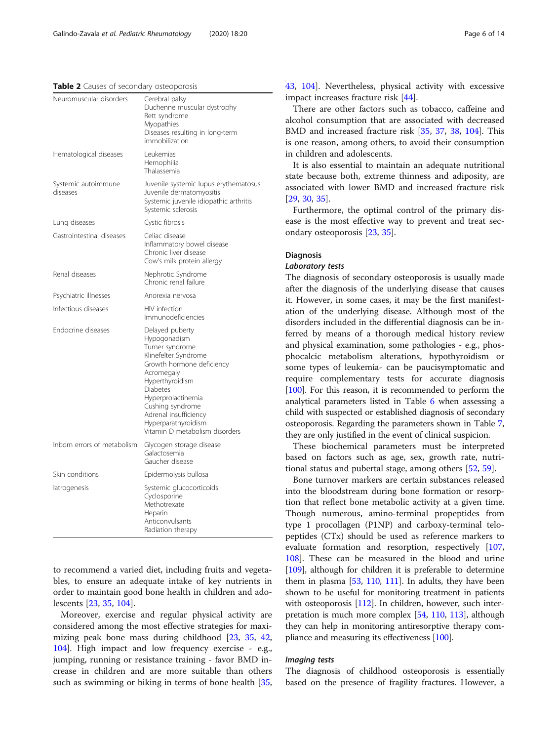**Table 2** Causes of secondary osteoporosis

| | |
|---|---|
| Neuromuscular disorders | Cerebral palsy<br>Duchenne muscular dystrophy<br>Rett syndrome<br>Myopathies<br>Diseases resulting in long-term immobilization |
| Hematological diseases | Leukemias<br>Hemophilia<br>Thalassemia |
| Systemic autoimmune diseases | Juvenile systemic lupus erythematosus<br>Juvenile dermatomyositis<br>Systemic juvenile idiopathic arthritis<br>Systemic sclerosis |
| Lung diseases | Cystic fibrosis |
| Gastrointestinal diseases | Celiac disease<br>Inflammatory bowel disease<br>Chronic liver disease<br>Cow's milk protein allergy |
| Renal diseases | Nephrotic Syndrome<br>Chronic renal failure |
| Psychiatric illnesses | Anorexia nervosa |
| Infectious diseases | HIV infection<br>Immunodeficiencies |
| Endocrine diseases | Delayed puberty<br>Hypogonadism<br>Turner syndrome<br>Klinefelter Syndrome<br>Growth hormone deficiency<br>Acromegaly<br>Hyperthyroidism<br>Diabetes<br>Hyperprolactinemia<br>Cushing syndrome<br>Adrenal insufficiency<br>Hyperparathyroidism<br>Vitamin D metabolism disorders |
| Inborn errors of metabolism | Glycogen storage disease<br>Galactosemia<br>Gaucher disease |
| Skin conditions | Epidermolysis bullosa |
| Iatrogenesis | Systemic glucocorticoids<br>Cyclosporine<br>Methotrexate<br>Heparin<br>Anticonvulsants<br>Radiation therapy |

to recommend a varied diet, including fruits and vegetables, to ensure an adequate intake of key nutrients in order to maintain good bone health in children and adolescents [23, 35, 104].

Moreover, exercise and regular physical activity are considered among the most effective strategies for maximizing peak bone mass during childhood [23, 35, 42, 104]. High impact and low frequency exercise - e.g., jumping, running or resistance training - favor BMD increase in children and are more suitable than others such as swimming or biking in terms of bone health [35, 43, 104]. Nevertheless, physical activity with excessive impact increases fracture risk [44].

There are other factors such as tobacco, caffeine and alcohol consumption that are associated with decreased BMD and increased fracture risk [35, 37, 38, 104]. This is one reason, among others, to avoid their consumption in children and adolescents.

It is also essential to maintain an adequate nutritional state because both, extreme thinness and adiposity, are associated with lower BMD and increased fracture risk [29, 30, 35].

Furthermore, the optimal control of the primary disease is the most effective way to prevent and treat secondary osteoporosis [23, 35].

## Diagnosis

### Laboratory tests

The diagnosis of secondary osteoporosis is usually made after the diagnosis of the underlying disease that causes it. However, in some cases, it may be the first manifestation of the underlying disease. Although most of the disorders included in the differential diagnosis can be inferred by means of a thorough medical history review and physical examination, some pathologies - e.g., phosphocalcic metabolism alterations, hypothyroidism or some types of leukemia- can be paucisymptomatic and require complementary tests for accurate diagnosis [100]. For this reason, it is recommended to perform the analytical parameters listed in Table 6 when assessing a child with suspected or established diagnosis of secondary osteoporosis. Regarding the parameters shown in Table 7, they are only justified in the event of clinical suspicion.

These biochemical parameters must be interpreted based on factors such as age, sex, growth rate, nutritional status and pubertal stage, among others [52, 59].

Bone turnover markers are certain substances released into the bloodstream during bone formation or resorption that reflect bone metabolic activity at a given time. Though numerous, amino-terminal propeptides from type 1 procollagen (P1NP) and carboxy-terminal telopeptides (CTx) should be used as reference markers to evaluate formation and resorption, respectively [107, 108]. These can be measured in the blood and urine [109], although for children it is preferable to determine them in plasma [53, 110, 111]. In adults, they have been shown to be useful for monitoring treatment in patients with osteoporosis [112]. In children, however, such interpretation is much more complex [54, 110, 113], although they can help in monitoring antiresorptive therapy compliance and measuring its effectiveness [100].

### Imaging tests

The diagnosis of childhood osteoporosis is essentially based on the presence of fragility fractures. However, a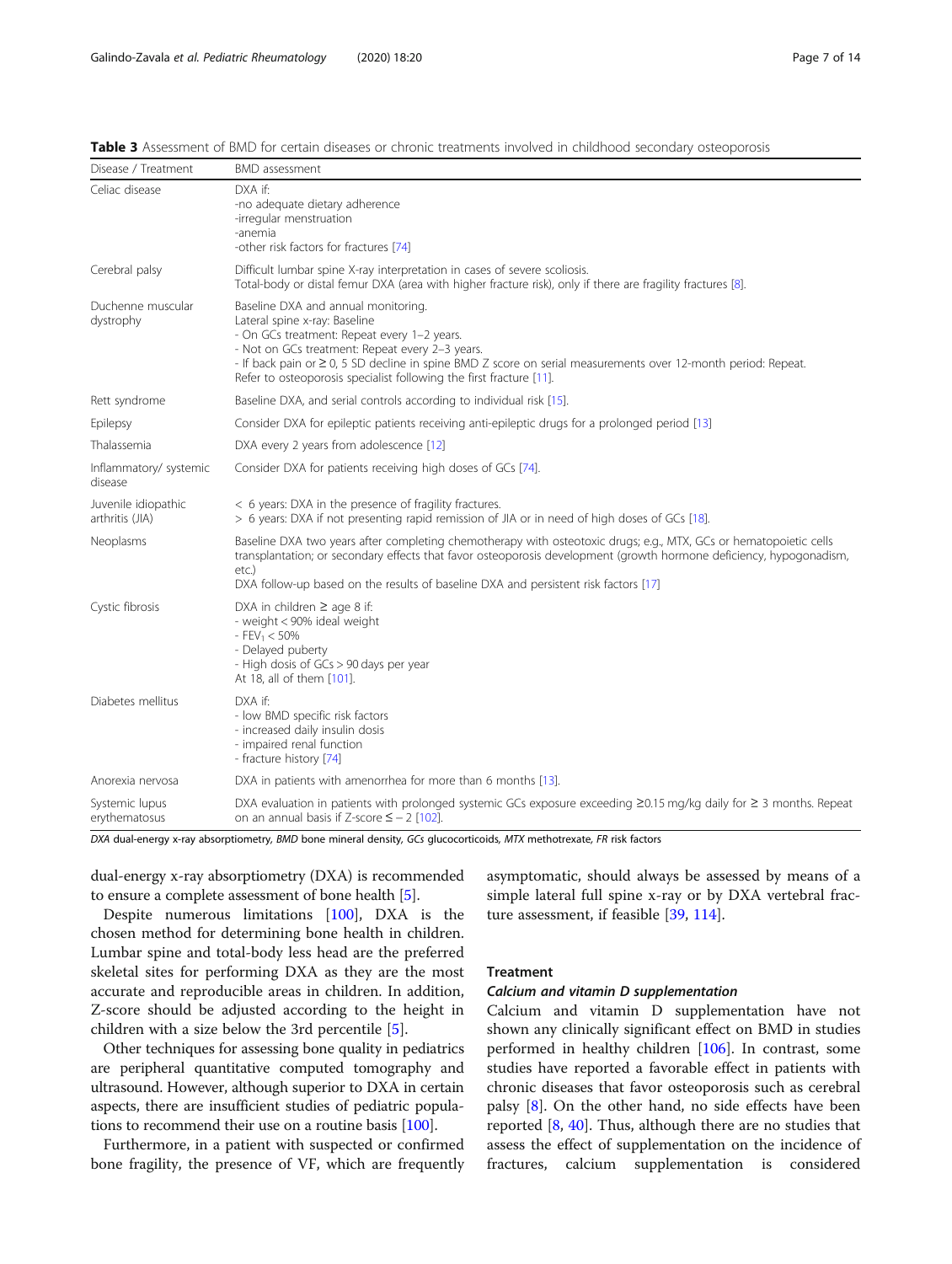**Table 3** Assessment of BMD for certain diseases or chronic treatments involved in childhood secondary osteoporosis

| Disease / Treatment | BMD assessment |
| --- | --- |
| Celiac disease | DXA if:<br>-no adequate dietary adherence<br>-irregular menstruation<br>-anemia<br>-other risk factors for fractures [74] |
| Cerebral palsy | Difficult lumbar spine X-ray interpretation in cases of severe scoliosis.<br>Total-body or distal femur DXA (area with higher fracture risk), only if there are fragility fractures [8]. |
| Duchenne muscular dystrophy | Baseline DXA and annual monitoring.<br>Lateral spine x-ray: Baseline<br>- On GCs treatment: Repeat every 1–2 years.<br>- Not on GCs treatment: Repeat every 2–3 years.<br>- If back pain or ≥ 0, 5 SD decline in spine BMD Z score on serial measurements over 12-month period: Repeat.<br>Refer to osteoporosis specialist following the first fracture [11]. |
| Rett syndrome | Baseline DXA, and serial controls according to individual risk [15]. |
| Epilepsy | Consider DXA for epileptic patients receiving anti-epileptic drugs for a prolonged period [13] |
| Thalassemia | DXA every 2 years from adolescence [12] |
| Inflammatory/ systemic disease | Consider DXA for patients receiving high doses of GCs [74]. |
| Juvenile idiopathic arthritis (JIA) | < 6 years: DXA in the presence of fragility fractures.<br>> 6 years: DXA if not presenting rapid remission of JIA or in need of high doses of GCs [18]. |
| Neoplasms | Baseline DXA two years after completing chemotherapy with osteotoxic drugs; e.g., MTX, GCs or hematopoietic cells transplantation; or secondary effects that favor osteoporosis development (growth hormone deficiency, hypogonadism, etc.)<br>DXA follow-up based on the results of baseline DXA and persistent risk factors [17] |
| Cystic fibrosis | DXA in children ≥ age 8 if:<br>- weight < 90% ideal weight<br>- $FEV_1$ < 50%<br>- Delayed puberty<br>- High dosis of GCs > 90 days per year<br>At 18, all of them [101]. |
| Diabetes mellitus | DXA if:<br>- low BMD specific risk factors<br>- increased daily insulin dosis<br>- impaired renal function<br>- fracture history [74] |
| Anorexia nervosa | DXA in patients with amenorrhea for more than 6 months [13]. |
| Systemic lupus erythematosus | DXA evaluation in patients with prolonged systemic GCs exposure exceeding ≥0.15 mg/kg daily for ≥ 3 months. Repeat on an annual basis if Z-score ≤ − 2 [102]. |

*DXA* dual-energy x-ray absorptiometry, *BMD* bone mineral density, *GCs* glucocorticoids, *MTX* methotrexate, *FR* risk factors

dual-energy x-ray absorptiometry (DXA) is recommended to ensure a complete assessment of bone health [5].

Despite numerous limitations [100], DXA is the chosen method for determining bone health in children. Lumbar spine and total-body less head are the preferred skeletal sites for performing DXA as they are the most accurate and reproducible areas in children. In addition, Z-score should be adjusted according to the height in children with a size below the 3rd percentile [5].

Other techniques for assessing bone quality in pediatrics are peripheral quantitative computed tomography and ultrasound. However, although superior to DXA in certain aspects, there are insufficient studies of pediatric populations to recommend their use on a routine basis [100].

Furthermore, in a patient with suspected or confirmed bone fragility, the presence of VF, which are frequently asymptomatic, should always be assessed by means of a simple lateral full spine x-ray or by DXA vertebral fracture assessment, if feasible [39, 114].

## Treatment

### *Calcium and vitamin D supplementation*

Calcium and vitamin D supplementation have not shown any clinically significant effect on BMD in studies performed in healthy children [106]. In contrast, some studies have reported a favorable effect in patients with chronic diseases that favor osteoporosis such as cerebral palsy [8]. On the other hand, no side effects have been reported [8, 40]. Thus, although there are no studies that assess the effect of supplementation on the incidence of fractures, calcium supplementation is considered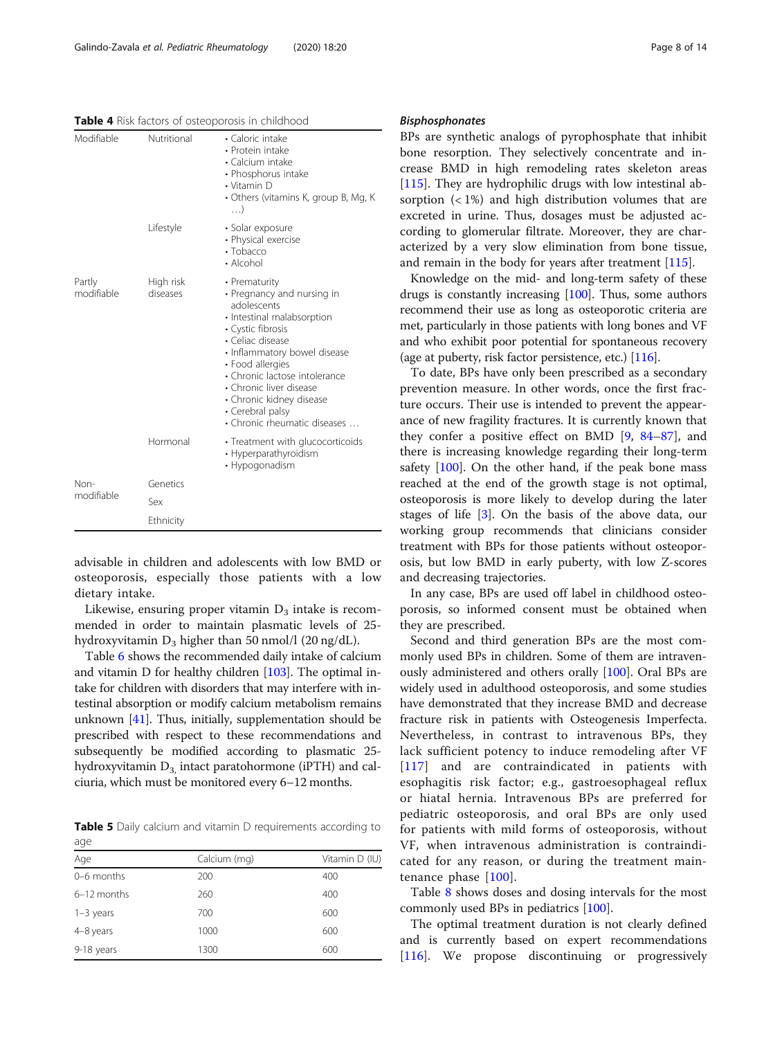**Table 4** Risk factors of osteoporosis in childhood

| | | |
|---|---|---|
| Modifiable | Nutritional | • Caloric intake<br>• Protein intake<br>• Calcium intake<br>• Phosphorus intake<br>• Vitamin D<br>• Others (vitamins K, group B, Mg, K …) |
| | Lifestyle | • Solar exposure<br>• Physical exercise<br>• Tobacco<br>• Alcohol |
| Partly modifiable | High risk diseases | • Prematurity<br>• Pregnancy and nursing in adolescents<br>• Intestinal malabsorption<br>• Cystic fibrosis<br>• Celiac disease<br>• Inflammatory bowel disease<br>• Food allergies<br>• Chronic lactose intolerance<br>• Chronic liver disease<br>• Chronic kidney disease<br>• Cerebral palsy<br>• Chronic rheumatic diseases … |
| | Hormonal | • Treatment with glucocorticoids<br>• Hyperparathyroidism<br>• Hypogonadism |
| Non-modifiable | Genetics | |
| | Sex | |
| | Ethnicity | |

advisable in children and adolescents with low BMD or osteoporosis, especially those patients with a low dietary intake.

Likewise, ensuring proper vitamin $D_3$ intake is recommended in order to maintain plasmatic levels of 25-hydroxyvitamin $D_3$ higher than 50 nmol/l (20 ng/dL).

Table 6 shows the recommended daily intake of calcium and vitamin D for healthy children [103]. The optimal intake for children with disorders that may interfere with intestinal absorption or modify calcium metabolism remains unknown [41]. Thus, initially, supplementation should be prescribed with respect to these recommendations and subsequently be modified according to plasmatic 25-hydroxyvitamin $D_3$, intact paratohormone (iPTH) and calciuria, which must be monitored every 6–12 months.

**Table 5** Daily calcium and vitamin D requirements according to age

| Age | Calcium (mg) | Vitamin D (IU) |
|---|---|---|
| 0–6 months | 200 | 400 |
| 6–12 months | 260 | 400 |
| 1–3 years | 700 | 600 |
| 4–8 years | 1000 | 600 |
| 9-18 years | 1300 | 600 |

#### *Bisphosphonates*

BPs are synthetic analogs of pyrophosphate that inhibit bone resorption. They selectively concentrate and increase BMD in high remodeling rates skeleton areas [115]. They are hydrophilic drugs with low intestinal absorption (< 1%) and high distribution volumes that are excreted in urine. Thus, dosages must be adjusted according to glomerular filtrate. Moreover, they are characterized by a very slow elimination from bone tissue, and remain in the body for years after treatment [115].

Knowledge on the mid- and long-term safety of these drugs is constantly increasing [100]. Thus, some authors recommend their use as long as osteoporotic criteria are met, particularly in those patients with long bones and VF and who exhibit poor potential for spontaneous recovery (age at puberty, risk factor persistence, etc.) [116].

To date, BPs have only been prescribed as a secondary prevention measure. In other words, once the first fracture occurs. Their use is intended to prevent the appearance of new fragility fractures. It is currently known that they confer a positive effect on BMD [9, 84–87], and there is increasing knowledge regarding their long-term safety [100]. On the other hand, if the peak bone mass reached at the end of the growth stage is not optimal, osteoporosis is more likely to develop during the later stages of life [3]. On the basis of the above data, our working group recommends that clinicians consider treatment with BPs for those patients without osteoporosis, but low BMD in early puberty, with low Z-scores and decreasing trajectories.

In any case, BPs are used off label in childhood osteoporosis, so informed consent must be obtained when they are prescribed.

Second and third generation BPs are the most commonly used BPs in children. Some of them are intravenously administered and others orally [100]. Oral BPs are widely used in adulthood osteoporosis, and some studies have demonstrated that they increase BMD and decrease fracture risk in patients with Osteogenesis Imperfecta. Nevertheless, in contrast to intravenous BPs, they lack sufficient potency to induce remodeling after VF [117] and are contraindicated in patients with esophagitis risk factor; e.g., gastroesophageal reflux or hiatal hernia. Intravenous BPs are preferred for pediatric osteoporosis, and oral BPs are only used for patients with mild forms of osteoporosis, without VF, when intravenous administration is contraindicated for any reason, or during the treatment maintenance phase [100].

Table 8 shows doses and dosing intervals for the most commonly used BPs in pediatrics [100].

The optimal treatment duration is not clearly defined and is currently based on expert recommendations [116]. We propose discontinuing or progressively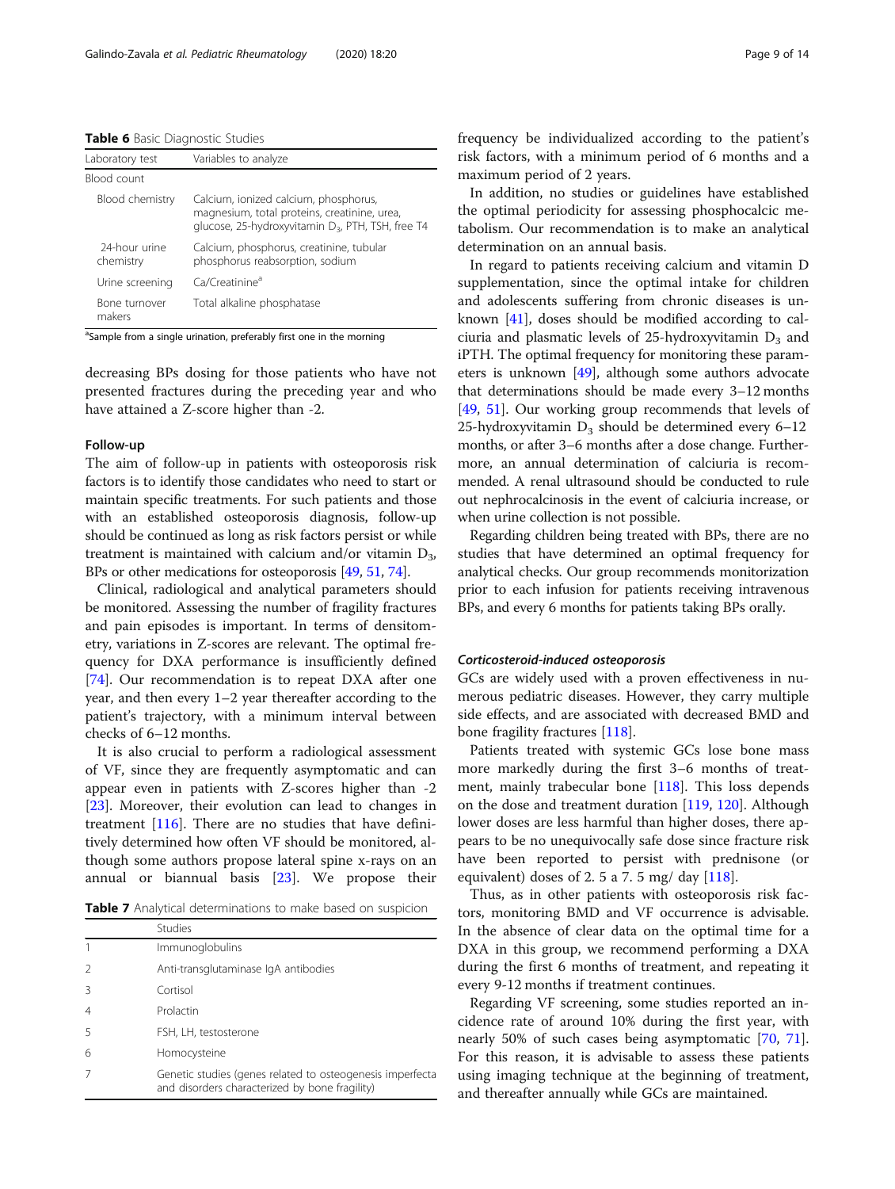**Table 6** Basic Diagnostic Studies

| Laboratory test | Variables to analyze |
|---|---|
| Blood count | |
| Blood chemistry | Calcium, ionized calcium, phosphorus, magnesium, total proteins, creatinine, urea, glucose, 25-hydroxyvitamin $D_3$, PTH, TSH, free T4 |
| 24-hour urine chemistry | Calcium, phosphorus, creatinine, tubular phosphorus reabsorption, sodium |
| Urine screening | Ca/Creatinine[a] |
| Bone turnover makers | Total alkaline phosphatase |

[a]Sample from a single urination, preferably first one in the morning

decreasing BPs dosing for those patients who have not presented fractures during the preceding year and who have attained a Z-score higher than -2.

#### Follow-up

The aim of follow-up in patients with osteoporosis risk factors is to identify those candidates who need to start or maintain specific treatments. For such patients and those with an established osteoporosis diagnosis, follow-up should be continued as long as risk factors persist or while treatment is maintained with calcium and/or vitamin $D_3$, BPs or other medications for osteoporosis [49, 51, 74].

Clinical, radiological and analytical parameters should be monitored. Assessing the number of fragility fractures and pain episodes is important. In terms of densitometry, variations in Z-scores are relevant. The optimal frequency for DXA performance is insufficiently defined [74]. Our recommendation is to repeat DXA after one year, and then every 1–2 year thereafter according to the patient's trajectory, with a minimum interval between checks of 6–12 months.

It is also crucial to perform a radiological assessment of VF, since they are frequently asymptomatic and can appear even in patients with Z-scores higher than -2 [23]. Moreover, their evolution can lead to changes in treatment [116]. There are no studies that have definitively determined how often VF should be monitored, although some authors propose lateral spine x-rays on an annual or biannual basis [23]. We propose their frequency be individualized according to the patient's risk factors, with a minimum period of 6 months and a maximum period of 2 years.

In addition, no studies or guidelines have established the optimal periodicity for assessing phosphocalcic metabolism. Our recommendation is to make an analytical determination on an annual basis.

In regard to patients receiving calcium and vitamin D supplementation, since the optimal intake for children and adolescents suffering from chronic diseases is unknown [41], doses should be modified according to calciuria and plasmatic levels of 25-hydroxyvitamin $D_3$ and iPTH. The optimal frequency for monitoring these parameters is unknown [49], although some authors advocate that determinations should be made every 3–12 months [49, 51]. Our working group recommends that levels of 25-hydroxyvitamin $D_3$ should be determined every 6–12 months, or after 3–6 months after a dose change. Furthermore, an annual determination of calciuria is recommended. A renal ultrasound should be conducted to rule out nephrocalcinosis in the event of calciuria increase, or when urine collection is not possible.

Regarding children being treated with BPs, there are no studies that have determined an optimal frequency for analytical checks. Our group recommends monitorization prior to each infusion for patients receiving intravenous BPs, and every 6 months for patients taking BPs orally.

**Table 7** Analytical determinations to make based on suspicion

| | Studies |
|---|---|
| 1 | Immunoglobulins |
| 2 | Anti-transglutaminase IgA antibodies |
| 3 | Cortisol |
| 4 | Prolactin |
| 5 | FSH, LH, testosterone |
| 6 | Homocysteine |
| 7 | Genetic studies (genes related to osteogenesis imperfecta and disorders characterized by bone fragility) |

#### *Corticosteroid-induced osteoporosis*

GCs are widely used with a proven effectiveness in numerous pediatric diseases. However, they carry multiple side effects, and are associated with decreased BMD and bone fragility fractures [118].

Patients treated with systemic GCs lose bone mass more markedly during the first 3–6 months of treatment, mainly trabecular bone [118]. This loss depends on the dose and treatment duration [119, 120]. Although lower doses are less harmful than higher doses, there appears to be no unequivocally safe dose since fracture risk have been reported to persist with prednisone (or equivalent) doses of 2. 5 a 7. 5 mg/ day [118].

Thus, as in other patients with osteoporosis risk factors, monitoring BMD and VF occurrence is advisable. In the absence of clear data on the optimal time for a DXA in this group, we recommend performing a DXA during the first 6 months of treatment, and repeating it every 9-12 months if treatment continues.

Regarding VF screening, some studies reported an incidence rate of around 10% during the first year, with nearly 50% of such cases being asymptomatic [70, 71]. For this reason, it is advisable to assess these patients using imaging technique at the beginning of treatment, and thereafter annually while GCs are maintained.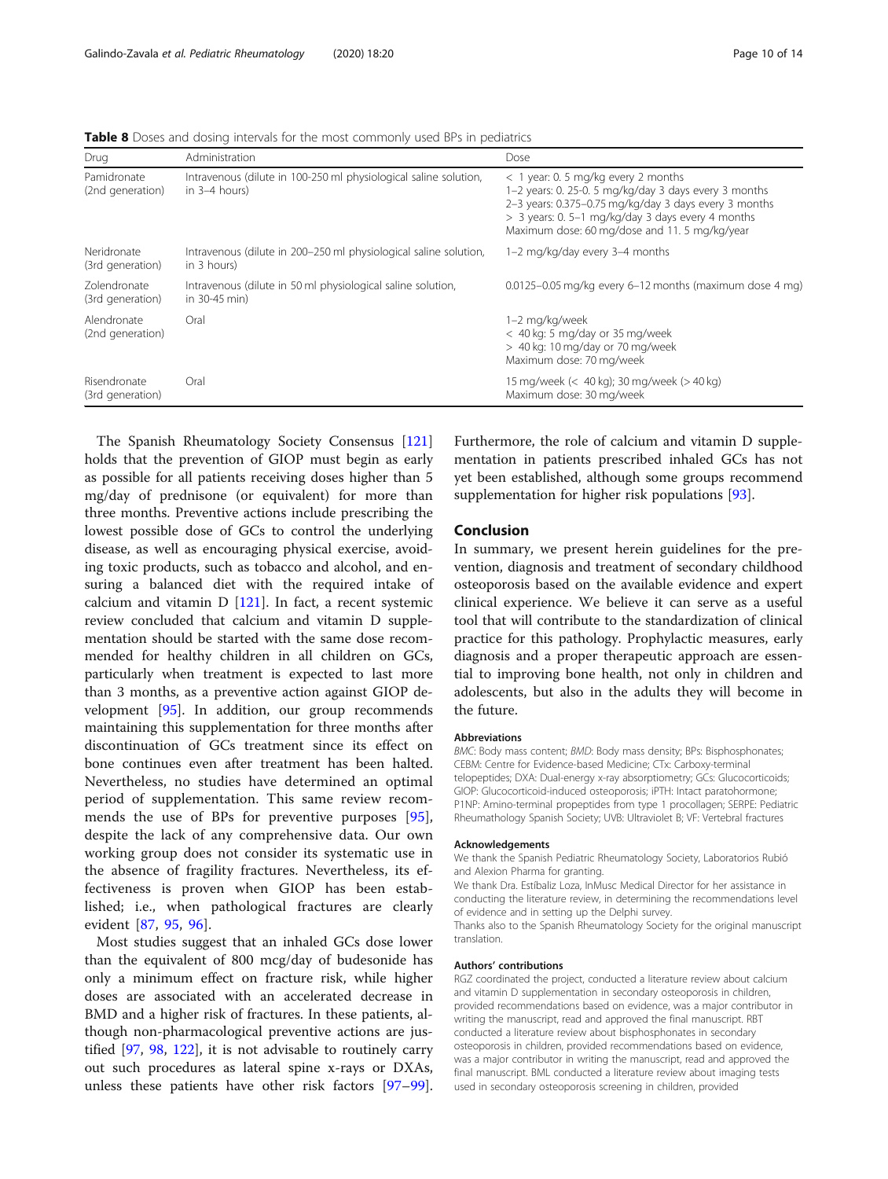**Table 8** Doses and dosing intervals for the most commonly used BPs in pediatrics

| Drug | Administration | Dose |
| --- | --- | --- |
| Pamidronate (2nd generation) | Intravenous (dilute in 100-250 ml physiological saline solution, in 3–4 hours) | < 1 year: 0. 5 mg/kg every 2 months<br>1–2 years: 0. 25-0. 5 mg/kg/day 3 days every 3 months<br>2–3 years: 0.375–0.75 mg/kg/day 3 days every 3 months<br>> 3 years: 0. 5–1 mg/kg/day 3 days every 4 months<br>Maximum dose: 60 mg/dose and 11. 5 mg/kg/year |
| Neridronate (3rd generation) | Intravenous (dilute in 200–250 ml physiological saline solution, in 3 hours) | 1–2 mg/kg/day every 3–4 months |
| Zolendronate (3rd generation) | Intravenous (dilute in 50 ml physiological saline solution, in 30-45 min) | 0.0125–0.05 mg/kg every 6–12 months (maximum dose 4 mg) |
| Alendronate (2nd generation) | Oral | 1–2 mg/kg/week<br>< 40 kg: 5 mg/day or 35 mg/week<br>> 40 kg: 10 mg/day or 70 mg/week<br>Maximum dose: 70 mg/week |
| Risendronate (3rd generation) | Oral | 15 mg/week (< 40 kg); 30 mg/week (> 40 kg)<br>Maximum dose: 30 mg/week |

The Spanish Rheumatology Society Consensus [121] holds that the prevention of GIOP must begin as early as possible for all patients receiving doses higher than 5 mg/day of prednisone (or equivalent) for more than three months. Preventive actions include prescribing the lowest possible dose of GCs to control the underlying disease, as well as encouraging physical exercise, avoiding toxic products, such as tobacco and alcohol, and ensuring a balanced diet with the required intake of calcium and vitamin D [121]. In fact, a recent systemic review concluded that calcium and vitamin D supplementation should be started with the same dose recommended for healthy children in all children on GCs, particularly when treatment is expected to last more than 3 months, as a preventive action against GIOP development [95]. In addition, our group recommends maintaining this supplementation for three months after discontinuation of GCs treatment since its effect on bone continues even after treatment has been halted. Nevertheless, no studies have determined an optimal period of supplementation. This same review recommends the use of BPs for preventive purposes [95], despite the lack of any comprehensive data. Our own working group does not consider its systematic use in the absence of fragility fractures. Nevertheless, its effectiveness is proven when GIOP has been established; i.e., when pathological fractures are clearly evident [87, 95, 96].

Most studies suggest that an inhaled GCs dose lower than the equivalent of 800 mcg/day of budesonide has only a minimum effect on fracture risk, while higher doses are associated with an accelerated decrease in BMD and a higher risk of fractures. In these patients, although non-pharmacological preventive actions are justified [97, 98, 122], it is not advisable to routinely carry out such procedures as lateral spine x-rays or DXAs, unless these patients have other risk factors [97–99]. Furthermore, the role of calcium and vitamin D supplementation in patients prescribed inhaled GCs has not yet been established, although some groups recommend supplementation for higher risk populations [93].

## Conclusion

In summary, we present herein guidelines for the prevention, diagnosis and treatment of secondary childhood osteoporosis based on the available evidence and expert clinical experience. We believe it can serve as a useful tool that will contribute to the standardization of clinical practice for this pathology. Prophylactic measures, early diagnosis and a proper therapeutic approach are essential to improving bone health, not only in children and adolescents, but also in the adults they will become in the future.

### Abbreviations

*BMC*: Body mass content; *BMD*: Body mass density; BPs: Bisphosphonates; CEBM: Centre for Evidence-based Medicine; CTx: Carboxy-terminal telopeptides; DXA: Dual-energy x-ray absorptiometry; GCs: Glucocorticoids; GIOP: Glucocorticoid-induced osteoporosis; iPTH: Intact paratohormone; P1NP: Amino-terminal propeptides from type 1 procollagen; SERPE: Pediatric Rheumatology Spanish Society; UVB: Ultraviolet B; VF: Vertebral fractures

### Acknowledgements

We thank the Spanish Pediatric Rheumatology Society, Laboratorios Rubió and Alexion Pharma for granting.

We thank Dra. Estíbaliz Loza, InMusc Medical Director for her assistance in conducting the literature review, in determining the recommendations level of evidence and in setting up the Delphi survey.

Thanks also to the Spanish Rheumatology Society for the original manuscript translation.

### Authors' contributions

RGZ coordinated the project, conducted a literature review about calcium and vitamin D supplementation in secondary osteoporosis in children, provided recommendations based on evidence, was a major contributor in writing the manuscript, read and approved the final manuscript. RBT conducted a literature review about bisphosphonates in secondary osteoporosis in children, provided recommendations based on evidence, was a major contributor in writing the manuscript, read and approved the final manuscript. BML conducted a literature review about imaging tests used in secondary osteoporosis screening in children, provided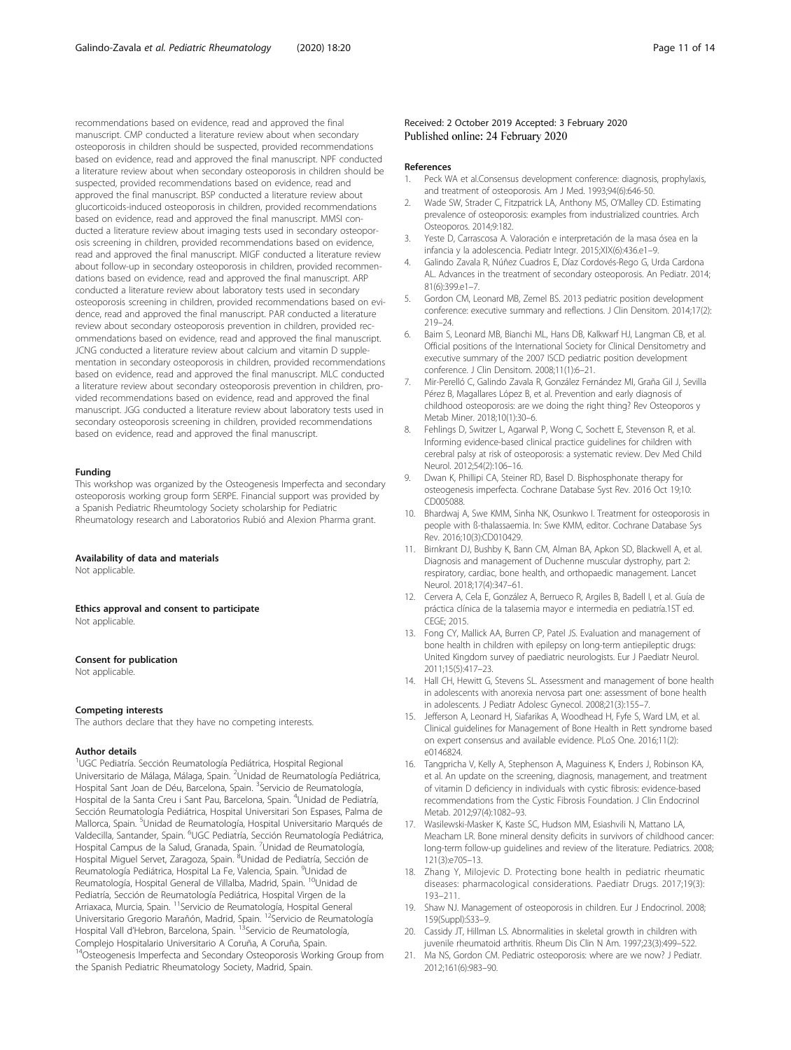recommendations based on evidence, read and approved the final manuscript. CMP conducted a literature review about when secondary osteoporosis in children should be suspected, provided recommendations based on evidence, read and approved the final manuscript. NPF conducted a literature review about when secondary osteoporosis in children should be suspected, provided recommendations based on evidence, read and approved the final manuscript. BSP conducted a literature review about glucorticoids-induced osteoporosis in children, provided recommendations based on evidence, read and approved the final manuscript. MMSI conducted a literature review about imaging tests used in secondary osteoporosis screening in children, provided recommendations based on evidence, read and approved the final manuscript. MIGF conducted a literature review about follow-up in secondary osteoporosis in children, provided recommendations based on evidence, read and approved the final manuscript. ARP conducted a literature review about laboratory tests used in secondary osteoporosis screening in children, provided recommendations based on evidence, read and approved the final manuscript. PAR conducted a literature review about secondary osteoporosis prevention in children, provided recommendations based on evidence, read and approved the final manuscript. JCNG conducted a literature review about calcium and vitamin D supplementation in secondary osteoporosis in children, provided recommendations based on evidence, read and approved the final manuscript. MLC conducted a literature review about secondary osteoporosis prevention in children, provided recommendations based on evidence, read and approved the final manuscript. JGG conducted a literature review about laboratory tests used in secondary osteoporosis screening in children, provided recommendations based on evidence, read and approved the final manuscript.

#### Funding

This workshop was organized by the Osteogenesis Imperfecta and secondary osteoporosis working group form SERPE. Financial support was provided by a Spanish Pediatric Rheumtology Society scholarship for Pediatric Rheumatology research and Laboratorios Rubió and Alexion Pharma grant.

#### Availability of data and materials

Not applicable.

#### Ethics approval and consent to participate

Not applicable.

#### Consent for publication

Not applicable.

#### Competing interests

The authors declare that they have no competing interests.

#### Author details

[1]UGC Pediatría. Sección Reumatología Pediátrica, Hospital Regional Universitario de Málaga, Málaga, Spain. [2]Unidad de Reumatología Pediátrica, Hospital Sant Joan de Déu, Barcelona, Spain. [3]Servicio de Reumatología, Hospital de la Santa Creu i Sant Pau, Barcelona, Spain. [4]Unidad de Pediatría, Sección Reumatología Pediátrica, Hospital Universitari Son Espases, Palma de Mallorca, Spain. [5]Unidad de Reumatología, Hospital Universitario Marqués de Valdecilla, Santander, Spain. [6]UGC Pediatría, Sección Reumatología Pediátrica, Hospital Campus de la Salud, Granada, Spain. [7]Unidad de Reumatología, Hospital Miguel Servet, Zaragoza, Spain. [8]Unidad de Pediatría, Sección de Reumatología Pediátrica, Hospital La Fe, Valencia, Spain. [9]Unidad de Reumatología, Hospital General de Villalba, Madrid, Spain. [10]Unidad de Pediatría, Sección de Reumatología Pediátrica, Hospital Virgen de la Arriaxaca, Murcia, Spain. [11]Servicio de Reumatología, Hospital General Universitario Gregorio Marañón, Madrid, Spain. [12]Servicio de Reumatología Hospital Vall d'Hebron, Barcelona, Spain. [13]Servicio de Reumatología, Complejo Hospitalario Universitario A Coruña, A Coruña, Spain. [14]Osteogenesis Imperfecta and Secondary Osteoporosis Working Group from the Spanish Pediatric Rheumatology Society, Madrid, Spain.

Received: 2 October 2019 Accepted: 3 February 2020
Published online: 24 February 2020

#### References

1. Peck WA et al.Consensus development conference: diagnosis, prophylaxis, and treatment of osteoporosis. Am J Med. 1993;94(6):646-50.
2. Wade SW, Strader C, Fitzpatrick LA, Anthony MS, O'Malley CD. Estimating prevalence of osteoporosis: examples from industrialized countries. Arch Osteoporos. 2014;9:182.
3. Yeste D, Carrascosa A. Valoración e interpretación de la masa ósea en la infancia y la adolescencia. Pediatr Integr. 2015;XIX(6):436.e1–9.
4. Galindo Zavala R, Núñez Cuadros E, Díaz Cordovés-Rego G, Urda Cardona AL. Advances in the treatment of secondary osteoporosis. An Pediatr. 2014; 81(6):399.e1–7.
5. Gordon CM, Leonard MB, Zemel BS. 2013 pediatric position development conference: executive summary and reflections. J Clin Densitom. 2014;17(2): 219–24.
6. Baim S, Leonard MB, Bianchi ML, Hans DB, Kalkwarf HJ, Langman CB, et al. Official positions of the International Society for Clinical Densitometry and executive summary of the 2007 ISCD pediatric position development conference. J Clin Densitom. 2008;11(1):6–21.
7. Mir-Perelló C, Galindo Zavala R, González Fernández MI, Graña Gil J, Sevilla Pérez B, Magallares López B, et al. Prevention and early diagnosis of childhood osteoporosis: are we doing the right thing? Rev Osteoporos y Metab Miner. 2018;10(1):30–6.
8. Fehlings D, Switzer L, Agarwal P, Wong C, Sochett E, Stevenson R, et al. Informing evidence-based clinical practice guidelines for children with cerebral palsy at risk of osteoporosis: a systematic review. Dev Med Child Neurol. 2012;54(2):106–16.
9. Dwan K, Phillipi CA, Steiner RD, Basel D. Bisphosphonate therapy for osteogenesis imperfecta. Cochrane Database Syst Rev. 2016 Oct 19;10: CD005088.
10. Bhardwaj A, Swe KMM, Sinha NK, Osunkwo I. Treatment for osteoporosis in people with ß-thalassaemia. In: Swe KMM, editor. Cochrane Database Sys Rev. 2016;10(3):CD010429.
11. Birnkrant DJ, Bushby K, Bann CM, Alman BA, Apkon SD, Blackwell A, et al. Diagnosis and management of Duchenne muscular dystrophy, part 2: respiratory, cardiac, bone health, and orthopaedic management. Lancet Neurol. 2018;17(4):347–61.
12. Cervera A, Cela E, González A, Berrueco R, Argiles B, Badell I, et al. Guía de práctica clínica de la talasemia mayor e intermedia en pediatría.1ST ed. CEGE; 2015.
13. Fong CY, Mallick AA, Burren CP, Patel JS. Evaluation and management of bone health in children with epilepsy on long-term antiepileptic drugs: United Kingdom survey of paediatric neurologists. Eur J Paediatr Neurol. 2011;15(5):417–23.
14. Hall CH, Hewitt G, Stevens SL. Assessment and management of bone health in adolescents with anorexia nervosa part one: assessment of bone health in adolescents. J Pediatr Adolesc Gynecol. 2008;21(3):155–7.
15. Jefferson A, Leonard H, Siafarikas A, Woodhead H, Fyfe S, Ward LM, et al. Clinical guidelines for Management of Bone Health in Rett syndrome based on expert consensus and available evidence. PLoS One. 2016;11(2): e0146824.
16. Tangpricha V, Kelly A, Stephenson A, Maguiness K, Enders J, Robinson KA, et al. An update on the screening, diagnosis, management, and treatment of vitamin D deficiency in individuals with cystic fibrosis: evidence-based recommendations from the Cystic Fibrosis Foundation. J Clin Endocrinol Metab. 2012;97(4):1082–93.
17. Wasilewski-Masker K, Kaste SC, Hudson MM, Esiashvili N, Mattano LA, Meacham LR. Bone mineral density deficits in survivors of childhood cancer: long-term follow-up guidelines and review of the literature. Pediatrics. 2008; 121(3):e705–13.
18. Zhang Y, Milojevic D. Protecting bone health in pediatric rheumatic diseases: pharmacological considerations. Paediatr Drugs. 2017;19(3): 193–211.
19. Shaw NJ. Management of osteoporosis in children. Eur J Endocrinol. 2008; 159(Suppl):S33–9.
20. Cassidy JT, Hillman LS. Abnormalities in skeletal growth in children with juvenile rheumatoid arthritis. Rheum Dis Clin N Am. 1997;23(3):499–522.
21. Ma NS, Gordon CM. Pediatric osteoporosis: where are we now? J Pediatr. 2012;161(6):983–90.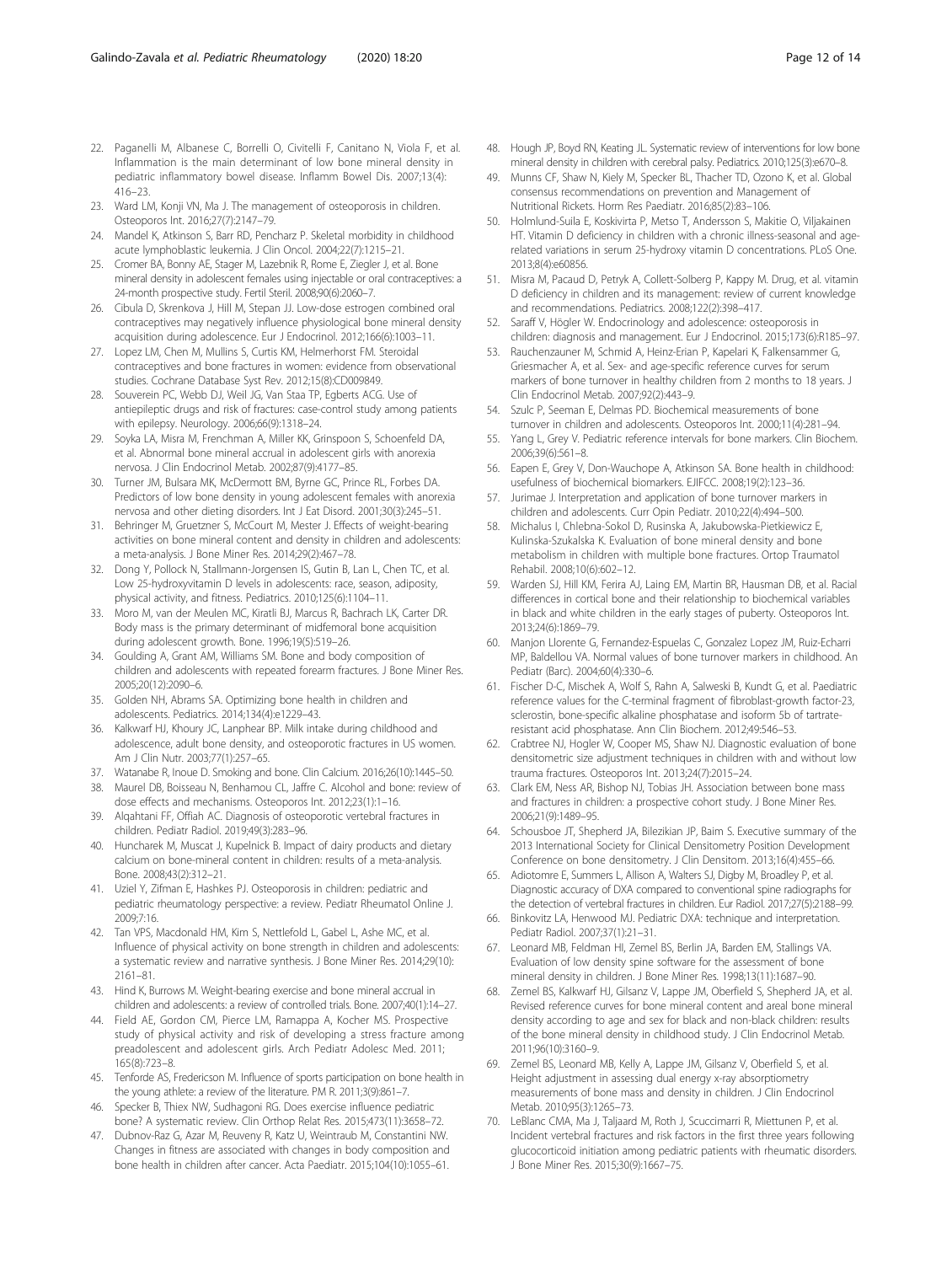22. Paganelli M, Albanese C, Borrelli O, Civitelli F, Canitano N, Viola F, et al. Inflammation is the main determinant of low bone mineral density in pediatric inflammatory bowel disease. Inflamm Bowel Dis. 2007;13(4): 416–23.
23. Ward LM, Konji VN, Ma J. The management of osteoporosis in children. Osteoporos Int. 2016;27(7):2147–79.
24. Mandel K, Atkinson S, Barr RD, Pencharz P. Skeletal morbidity in childhood acute lymphoblastic leukemia. J Clin Oncol. 2004;22(7):1215–21.
25. Cromer BA, Bonny AE, Stager M, Lazebnik R, Rome E, Ziegler J, et al. Bone mineral density in adolescent females using injectable or oral contraceptives: a 24-month prospective study. Fertil Steril. 2008;90(6):2060–7.
26. Cibula D, Skrenkova J, Hill M, Stepan JJ. Low-dose estrogen combined oral contraceptives may negatively influence physiological bone mineral density acquisition during adolescence. Eur J Endocrinol. 2012;166(6):1003–11.
27. Lopez LM, Chen M, Mullins S, Curtis KM, Helmerhorst FM. Steroidal contraceptives and bone fractures in women: evidence from observational studies. Cochrane Database Syst Rev. 2012;15(8):CD009849.
28. Souverein PC, Webb DJ, Weil JG, Van Staa TP, Egberts ACG. Use of antiepileptic drugs and risk of fractures: case-control study among patients with epilepsy. Neurology. 2006;66(9):1318–24.
29. Soyka LA, Misra M, Frenchman A, Miller KK, Grinspoon S, Schoenfeld DA, et al. Abnormal bone mineral accrual in adolescent girls with anorexia nervosa. J Clin Endocrinol Metab. 2002;87(9):4177–85.
30. Turner JM, Bulsara MK, McDermott BM, Byrne GC, Prince RL, Forbes DA. Predictors of low bone density in young adolescent females with anorexia nervosa and other dieting disorders. Int J Eat Disord. 2001;30(3):245–51.
31. Behringer M, Gruetzner S, McCourt M, Mester J. Effects of weight-bearing activities on bone mineral content and density in children and adolescents: a meta-analysis. J Bone Miner Res. 2014;29(2):467–78.
32. Dong Y, Pollock N, Stallmann-Jorgensen IS, Gutin B, Lan L, Chen TC, et al. Low 25-hydroxyvitamin D levels in adolescents: race, season, adiposity, physical activity, and fitness. Pediatrics. 2010;125(6):1104–11.
33. Moro M, van der Meulen MC, Kiratli BJ, Marcus R, Bachrach LK, Carter DR. Body mass is the primary determinant of midfemoral bone acquisition during adolescent growth. Bone. 1996;19(5):519–26.
34. Goulding A, Grant AM, Williams SM. Bone and body composition of children and adolescents with repeated forearm fractures. J Bone Miner Res. 2005;20(12):2090–6.
35. Golden NH, Abrams SA. Optimizing bone health in children and adolescents. Pediatrics. 2014;134(4):e1229–43.
36. Kalkwarf HJ, Khoury JC, Lanphear BP. Milk intake during childhood and adolescence, adult bone density, and osteoporotic fractures in US women. Am J Clin Nutr. 2003;77(1):257–65.
37. Watanabe R, Inoue D. Smoking and bone. Clin Calcium. 2016;26(10):1445–50.
38. Maurel DB, Boisseau N, Benhamou CL, Jaffre C. Alcohol and bone: review of dose effects and mechanisms. Osteoporos Int. 2012;23(1):1–16.
39. Alqahtani FF, Offiah AC. Diagnosis of osteoporotic vertebral fractures in children. Pediatr Radiol. 2019;49(3):283–96.
40. Huncharek M, Muscat J, Kupelnick B. Impact of dairy products and dietary calcium on bone-mineral content in children: results of a meta-analysis. Bone. 2008;43(2):312–21.
41. Uziel Y, Zifman E, Hashkes PJ. Osteoporosis in children: pediatric and pediatric rheumatology perspective: a review. Pediatr Rheumatol Online J. 2009;7:16.
42. Tan VPS, Macdonald HM, Kim S, Nettlefold L, Gabel L, Ashe MC, et al. Influence of physical activity on bone strength in children and adolescents: a systematic review and narrative synthesis. J Bone Miner Res. 2014;29(10): 2161–81.
43. Hind K, Burrows M. Weight-bearing exercise and bone mineral accrual in children and adolescents: a review of controlled trials. Bone. 2007;40(1):14–27.
44. Field AE, Gordon CM, Pierce LM, Ramappa A, Kocher MS. Prospective study of physical activity and risk of developing a stress fracture among preadolescent and adolescent girls. Arch Pediatr Adolesc Med. 2011; 165(8):723–8.
45. Tenforde AS, Fredericson M. Influence of sports participation on bone health in the young athlete: a review of the literature. PM R. 2011;3(9):861–7.
46. Specker B, Thiex NW, Sudhagoni RG. Does exercise influence pediatric bone? A systematic review. Clin Orthop Relat Res. 2015;473(11):3658–72.
47. Dubnov-Raz G, Azar M, Reuveny R, Katz U, Weintraub M, Constantini NW. Changes in fitness are associated with changes in body composition and bone health in children after cancer. Acta Paediatr. 2015;104(10):1055–61.
48. Hough JP, Boyd RN, Keating JL. Systematic review of interventions for low bone mineral density in children with cerebral palsy. Pediatrics. 2010;125(3):e670–8.
49. Munns CF, Shaw N, Kiely M, Specker BL, Thacher TD, Ozono K, et al. Global consensus recommendations on prevention and Management of Nutritional Rickets. Horm Res Paediatr. 2016;85(2):83–106.
50. Holmlund-Suila E, Koskivirta P, Metso T, Andersson S, Makitie O, Viljakainen HT. Vitamin D deficiency in children with a chronic illness-seasonal and age-related variations in serum 25-hydroxy vitamin D concentrations. PLoS One. 2013;8(4):e60856.
51. Misra M, Pacaud D, Petryk A, Collett-Solberg P, Kappy M. Drug, et al. vitamin D deficiency in children and its management: review of current knowledge and recommendations. Pediatrics. 2008;122(2):398–417.
52. Saraff V, Högler W. Endocrinology and adolescence: osteoporosis in children: diagnosis and management. Eur J Endocrinol. 2015;173(6):R185–97.
53. Rauchenzauner M, Schmid A, Heinz-Erian P, Kapelari K, Falkensammer G, Griesmacher A, et al. Sex- and age-specific reference curves for serum markers of bone turnover in healthy children from 2 months to 18 years. J Clin Endocrinol Metab. 2007;92(2):443–9.
54. Szulc P, Seeman E, Delmas PD. Biochemical measurements of bone turnover in children and adolescents. Osteoporos Int. 2000;11(4):281–94.
55. Yang L, Grey V. Pediatric reference intervals for bone markers. Clin Biochem. 2006;39(6):561–8.
56. Eapen E, Grey V, Don-Wauchope A, Atkinson SA. Bone health in childhood: usefulness of biochemical biomarkers. EJIFCC. 2008;19(2):123–36.
57. Jurimae J. Interpretation and application of bone turnover markers in children and adolescents. Curr Opin Pediatr. 2010;22(4):494–500.
58. Michalus I, Chlebna-Sokol D, Rusinska A, Jakubowska-Pietkiewicz E, Kulinska-Szukalska K. Evaluation of bone mineral density and bone metabolism in children with multiple bone fractures. Ortop Traumatol Rehabil. 2008;10(6):602–12.
59. Warden SJ, Hill KM, Ferira AJ, Laing EM, Martin BR, Hausman DB, et al. Racial differences in cortical bone and their relationship to biochemical variables in black and white children in the early stages of puberty. Osteoporos Int. 2013;24(6):1869–79.
60. Manjon Llorente G, Fernandez-Espuelas C, Gonzalez Lopez JM, Ruiz-Echarri MP, Baldellou VA. Normal values of bone turnover markers in childhood. An Pediatr (Barc). 2004;60(4):330–6.
61. Fischer D-C, Mischek A, Wolf S, Rahn A, Salweski B, Kundt G, et al. Paediatric reference values for the C-terminal fragment of fibroblast-growth factor-23, sclerostin, bone-specific alkaline phosphatase and isoform 5b of tartrate-resistant acid phosphatase. Ann Clin Biochem. 2012;49:546–53.
62. Crabtree NJ, Hogler W, Cooper MS, Shaw NJ. Diagnostic evaluation of bone densitometric size adjustment techniques in children with and without low trauma fractures. Osteoporos Int. 2013;24(7):2015–24.
63. Clark EM, Ness AR, Bishop NJ, Tobias JH. Association between bone mass and fractures in children: a prospective cohort study. J Bone Miner Res. 2006;21(9):1489–95.
64. Schousboe JT, Shepherd JA, Bilezikian JP, Baim S. Executive summary of the 2013 International Society for Clinical Densitometry Position Development Conference on bone densitometry. J Clin Densitom. 2013;16(4):455–66.
65. Adiotomre E, Summers L, Allison A, Walters SJ, Digby M, Broadley P, et al. Diagnostic accuracy of DXA compared to conventional spine radiographs for the detection of vertebral fractures in children. Eur Radiol. 2017;27(5):2188–99.
66. Binkovitz LA, Henwood MJ. Pediatric DXA: technique and interpretation. Pediatr Radiol. 2007;37(1):21–31.
67. Leonard MB, Feldman HI, Zemel BS, Berlin JA, Barden EM, Stallings VA. Evaluation of low density spine software for the assessment of bone mineral density in children. J Bone Miner Res. 1998;13(11):1687–90.
68. Zemel BS, Kalkwarf HJ, Gilsanz V, Lappe JM, Oberfield S, Shepherd JA, et al. Revised reference curves for bone mineral content and areal bone mineral density according to age and sex for black and non-black children: results of the bone mineral density in childhood study. J Clin Endocrinol Metab. 2011;96(10):3160–9.
69. Zemel BS, Leonard MB, Kelly A, Lappe JM, Gilsanz V, Oberfield S, et al. Height adjustment in assessing dual energy x-ray absorptiometry measurements of bone mass and density in children. J Clin Endocrinol Metab. 2010;95(3):1265–73.
70. LeBlanc CMA, Ma J, Taljaard M, Roth J, Scuccimarri R, Miettunen P, et al. Incident vertebral fractures and risk factors in the first three years following glucocorticoid initiation among pediatric patients with rheumatic disorders. J Bone Miner Res. 2015;30(9):1667–75.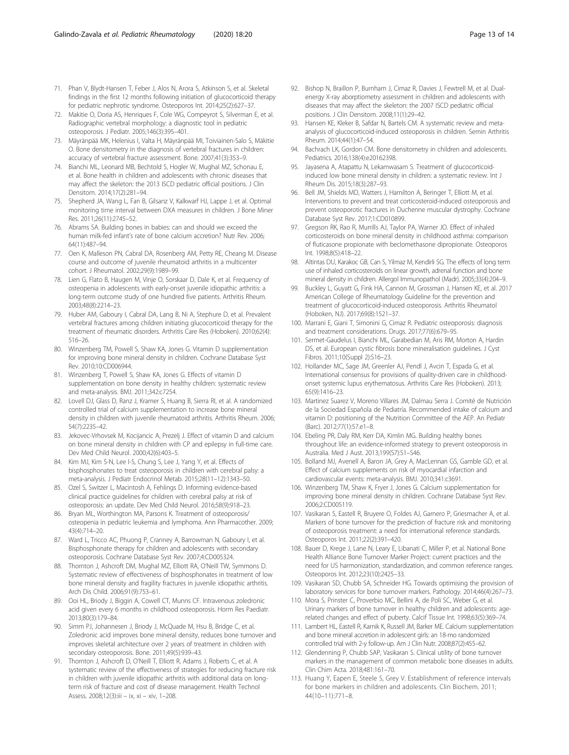71. Phan V, Blydt-Hansen T, Feber J, Alos N, Arora S, Atkinson S, et al. Skeletal findings in the first 12 months following initiation of glucocorticoid therapy for pediatric nephrotic syndrome. Osteoporos Int. 2014;25(2):627–37.
72. Makitie O, Doria AS, Henriques F, Cole WG, Compeyrot S, Silverman E, et al. Radiographic vertebral morphology: a diagnostic tool in pediatric osteoporosis. J Pediatr. 2005;146(3):395–401.
73. Mäyränpää MK, Helenius I, Valta H, Mäyränpää MI, Toiviainen-Salo S, Mäkitie O. Bone densitometry in the diagnosis of vertebral fractures in children: accuracy of vertebral fracture assessment. Bone. 2007;41(3):353–9.
74. Bianchi ML, Leonard MB, Bechtold S, Hogler W, Mughal MZ, Schonau E, et al. Bone health in children and adolescents with chronic diseases that may affect the skeleton: the 2013 ISCD pediatric official positions. J Clin Densitom. 2014;17(2):281–94.
75. Shepherd JA, Wang L, Fan B, Gilsanz V, Kalkwarf HJ, Lappe J, et al. Optimal monitoring time interval between DXA measures in children. J Bone Miner Res. 2011;26(11):2745–52.
76. Abrams SA. Building bones in babies: can and should we exceed the human milk-fed infant's rate of bone calcium accretion? Nutr Rev. 2006; 64(11):487–94.
77. Oen K, Malleson PN, Cabral DA, Rosenberg AM, Petty RE, Cheang M. Disease course and outcome of juvenile rheumatoid arthritis in a multicenter cohort. J Rheumatol. 2002;29(9):1989–99.
78. Lien G, Flato B, Haugen M, Vinje O, Sorskaar D, Dale K, et al. Frequency of osteopenia in adolescents with early-onset juvenile idiopathic arthritis: a long-term outcome study of one hundred five patients. Arthritis Rheum. 2003;48(8):2214–23.
79. Huber AM, Gaboury I, Cabral DA, Lang B, Ni A, Stephure D, et al. Prevalent vertebral fractures among children initiating glucocorticoid therapy for the treatment of rheumatic disorders. Arthritis Care Res (Hoboken). 2010;62(4): 516–26.
80. Winzenberg TM, Powell S, Shaw KA, Jones G. Vitamin D supplementation for improving bone mineral density in children. Cochrane Database Syst Rev. 2010;10:CD006944.
81. Winzenberg T, Powell S, Shaw KA, Jones G. Effects of vitamin D supplementation on bone density in healthy children: systematic review and meta-analysis. BMJ. 2011;342:c7254.
82. Lovell DJ, Glass D, Ranz J, Kramer S, Huang B, Sierra RI, et al. A randomized controlled trial of calcium supplementation to increase bone mineral density in children with juvenile rheumatoid arthritis. Arthritis Rheum. 2006; 54(7):2235–42.
83. Jekovec-Vrhovsek M, Kocijancic A, Prezelj J. Effect of vitamin D and calcium on bone mineral density in children with CP and epilepsy in full-time care. Dev Med Child Neurol. 2000;42(6):403–5.
84. Kim MJ, Kim S-N, Lee I-S, Chung S, Lee J, Yang Y, et al. Effects of bisphosphonates to treat osteoporosis in children with cerebral palsy: a meta-analysis. J Pediatr Endocrinol Metab. 2015;28(11–12):1343–50.
85. Ozel S, Switzer L, Macintosh A, Fehlings D. Informing evidence-based clinical practice guidelines for children with cerebral palsy at risk of osteoporosis: an update. Dev Med Child Neurol. 2016;58(9):918–23.
86. Bryan ML, Worthington MA, Parsons K. Treatment of osteoporosis/ osteopenia in pediatric leukemia and lymphoma. Ann Pharmacother. 2009; 43(4):714–20.
87. Ward L, Tricco AC, Phuong P, Cranney A, Barrowman N, Gaboury I, et al. Bisphosphonate therapy for children and adolescents with secondary osteoporosis. Cochrane Database Syst Rev. 2007;4:CD005324.
88. Thornton J, Ashcroft DM, Mughal MZ, Elliott RA, O'Neill TW, Symmons D. Systematic review of effectiveness of bisphosphonates in treatment of low bone mineral density and fragility fractures in juvenile idiopathic arthritis. Arch Dis Child. 2006;91(9):753–61.
89. Ooi HL, Briody J, Biggin A, Cowell CT, Munns CF. Intravenous zoledronic acid given every 6 months in childhood osteoporosis. Horm Res Paediatr. 2013;80(3):179–84.
90. Simm PJ, Johannesen J, Briody J, McQuade M, Hsu B, Bridge C, et al. Zoledronic acid improves bone mineral density, reduces bone turnover and improves skeletal architecture over 2 years of treatment in children with secondary osteoporosis. Bone. 2011;49(5):939–43.
91. Thornton J, Ashcroft D, O'Neill T, Elliott R, Adams J, Roberts C, et al. A systematic review of the effectiveness of strategies for reducing fracture risk in children with juvenile idiopathic arthritis with additional data on long-term risk of fracture and cost of disease management. Health Technol Assess. 2008;12(3):iii – ix, xi – xiv, 1–208.
92. Bishop N, Braillon P, Burnham J, Cimaz R, Davies J, Fewtrell M, et al. Dual-energy X-ray aborptiometry assessment in children and adolescents with diseases that may affect the skeleton: the 2007 ISCD pediatric official positions. J Clin Densitom. 2008;11(1):29–42.
93. Hansen KE, Kleker B, Safdar N, Bartels CM. A systematic review and meta-analysis of glucocorticoid-induced osteoporosis in children. Semin Arthritis Rheum. 2014;44(1):47–54.
94. Bachrach LK, Gordon CM. Bone densitometry in children and adolescents. Pediatrics. 2016;138(4):e20162398.
95. Jayasena A, Atapattu N, Lekamwasam S. Treatment of glucocorticoid-induced low bone mineral density in children: a systematic review. Int J Rheum Dis. 2015;18(3):287–93.
96. Bell JM, Shields MD, Watters J, Hamilton A, Beringer T, Elliott M, et al. Interventions to prevent and treat corticosteroid-induced osteoporosis and prevent osteoporotic fractures in Duchenne muscular dystrophy. Cochrane Database Syst Rev. 2017;1:CD010899.
97. Gregson RK, Rao R, Murrills AJ, Taylor PA, Warner JO. Effect of inhaled corticosteroids on bone mineral density in childhood asthma: comparison of fluticasone propionate with beclomethasone dipropionate. Osteoporos Int. 1998;8(5):418–22.
98. Altintas DU, Karakoc GB, Can S, Yilmaz M, Kendirli SG. The effects of long term use of inhaled corticosteroids on linear growth, adrenal function and bone mineral density in children. Allergol Immunopathol (Madr). 2005;33(4):204–9.
99. Buckley L, Guyatt G, Fink HA, Cannon M, Grossman J, Hansen KE, et al. 2017 American College of Rheumatology Guideline for the prevention and treatment of glucocorticoid-induced osteoporosis. Arthritis Rheumatol (Hoboken, NJ). 2017;69(8):1521–37.
100. Marrani E, Giani T, Simonini G, Cimaz R. Pediatric osteoporosis: diagnosis and treatment considerations. Drugs. 2017;77(6):679–95.
101. Sermet-Gaudelus I, Bianchi ML, Garabedian M, Aris RM, Morton A, Hardin DS, et al. European cystic fibrosis bone mineralisation guidelines. J Cyst Fibros. 2011;10(Suppl 2):S16–23.
102. Hollander MC, Sage JM, Greenler AJ, Pendl J, Avcin T, Espada G, et al. International consensus for provisions of quality-driven care in childhood-onset systemic lupus erythematosus. Arthritis Care Res (Hoboken). 2013; 65(9):1416–23.
103. Martinez Suarez V, Moreno Villares JM, Dalmau Serra J. Comité de Nutrición de la Sociedad Española de Pediatría. Recommended intake of calcium and vitamin D: positioning of the Nutrition Committee of the AEP. An Pediatr (Barc). 2012;77(1):57.e1–8.
104. Ebeling PR, Daly RM, Kerr DA, Kimlin MG. Building healthy bones throughout life: an evidence-informed strategy to prevent osteoporosis in Australia. Med J Aust. 2013;199(S7):S1–S46.
105. Bolland MJ, Avenell A, Baron JA, Grey A, MacLennan GS, Gamble GD, et al. Effect of calcium supplements on risk of myocardial infarction and cardiovascular events: meta-analysis. BMJ. 2010;341:c3691.
106. Winzenberg TM, Shaw K, Fryer J, Jones G. Calcium supplementation for improving bone mineral density in children. Cochrane Database Syst Rev. 2006;2:CD005119.
107. Vasikaran S, Eastell R, Bruyere O, Foldes AJ, Garnero P, Griesmacher A, et al. Markers of bone turnover for the prediction of fracture risk and monitoring of osteoporosis treatment: a need for international reference standards. Osteoporos Int. 2011;22(2):391–420.
108. Bauer D, Krege J, Lane N, Leary E, Libanati C, Miller P, et al. National Bone Health Alliance Bone Turnover Marker Project: current practices and the need for US harmonization, standardization, and common reference ranges. Osteoporos Int. 2012;23(10):2425–33.
109. Vasikaran SD, Chubb SA, Schneider HG. Towards optimising the provision of laboratory services for bone turnover markers. Pathology. 2014;46(4):267–73.
110. Mora S, Prinster C, Proverbio MC, Bellini A, de Poli SC, Weber G, et al. Urinary markers of bone turnover in healthy children and adolescents: age-related changes and effect of puberty. Calcif Tissue Int. 1998;63(5):369–74.
111. Lambert HL, Eastell R, Karnik K, Russell JM, Barker ME. Calcium supplementation and bone mineral accretion in adolescent girls: an 18-mo randomized controlled trial with 2-y follow-up. Am J Clin Nutr. 2008;87(2):455–62.
112. Glendenning P, Chubb SAP, Vasikaran S. Clinical utility of bone turnover markers in the management of common metabolic bone diseases in adults. Clin Chim Acta. 2018;481:161–70.
113. Huang Y, Eapen E, Steele S, Grey V. Establishment of reference intervals for bone markers in children and adolescents. Clin Biochem. 2011; 44(10–11):771–8.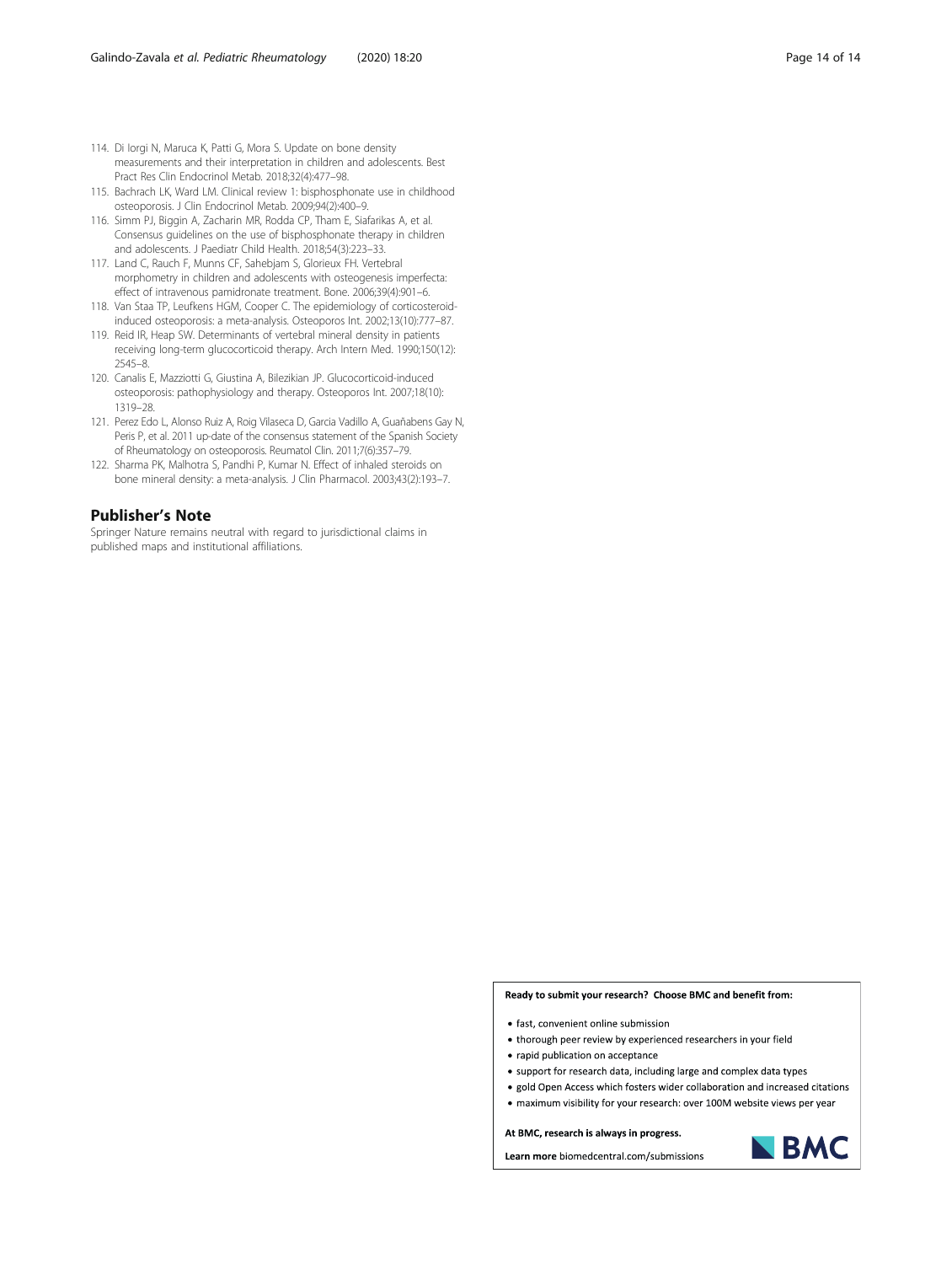114. Di Iorgi N, Maruca K, Patti G, Mora S. Update on bone density measurements and their interpretation in children and adolescents. Best Pract Res Clin Endocrinol Metab. 2018;32(4):477–98.
115. Bachrach LK, Ward LM. Clinical review 1: bisphosphonate use in childhood osteoporosis. J Clin Endocrinol Metab. 2009;94(2):400–9.
116. Simm PJ, Biggin A, Zacharin MR, Rodda CP, Tham E, Siafarikas A, et al. Consensus guidelines on the use of bisphosphonate therapy in children and adolescents. J Paediatr Child Health. 2018;54(3):223–33.
117. Land C, Rauch F, Munns CF, Sahebjam S, Glorieux FH. Vertebral morphometry in children and adolescents with osteogenesis imperfecta: effect of intravenous pamidronate treatment. Bone. 2006;39(4):901–6.
118. Van Staa TP, Leufkens HGM, Cooper C. The epidemiology of corticosteroid-induced osteoporosis: a meta-analysis. Osteoporos Int. 2002;13(10):777–87.
119. Reid IR, Heap SW. Determinants of vertebral mineral density in patients receiving long-term glucocorticoid therapy. Arch Intern Med. 1990;150(12):2545–8.
120. Canalis E, Mazziotti G, Giustina A, Bilezikian JP. Glucocorticoid-induced osteoporosis: pathophysiology and therapy. Osteoporos Int. 2007;18(10):1319–28.
121. Perez Edo L, Alonso Ruiz A, Roig Vilaseca D, Garcia Vadillo A, Guañabens Gay N, Peris P, et al. 2011 up-date of the consensus statement of the Spanish Society of Rheumatology on osteoporosis. Reumatol Clin. 2011;7(6):357–79.
122. Sharma PK, Malhotra S, Pandhi P, Kumar N. Effect of inhaled steroids on bone mineral density: a meta-analysis. J Clin Pharmacol. 2003;43(2):193–7.

## Publisher's Note

Springer Nature remains neutral with regard to jurisdictional claims in published maps and institutional affiliations.

**Ready to submit your research? Choose BMC and benefit from:**

- fast, convenient online submission
- thorough peer review by experienced researchers in your field
- rapid publication on acceptance
- support for research data, including large and complex data types
- gold Open Access which fosters wider collaboration and increased citations
- maximum visibility for your research: over 100M website views per year

**At BMC, research is always in progress.**

**Learn more** biomedcentral.com/submissions

BMC